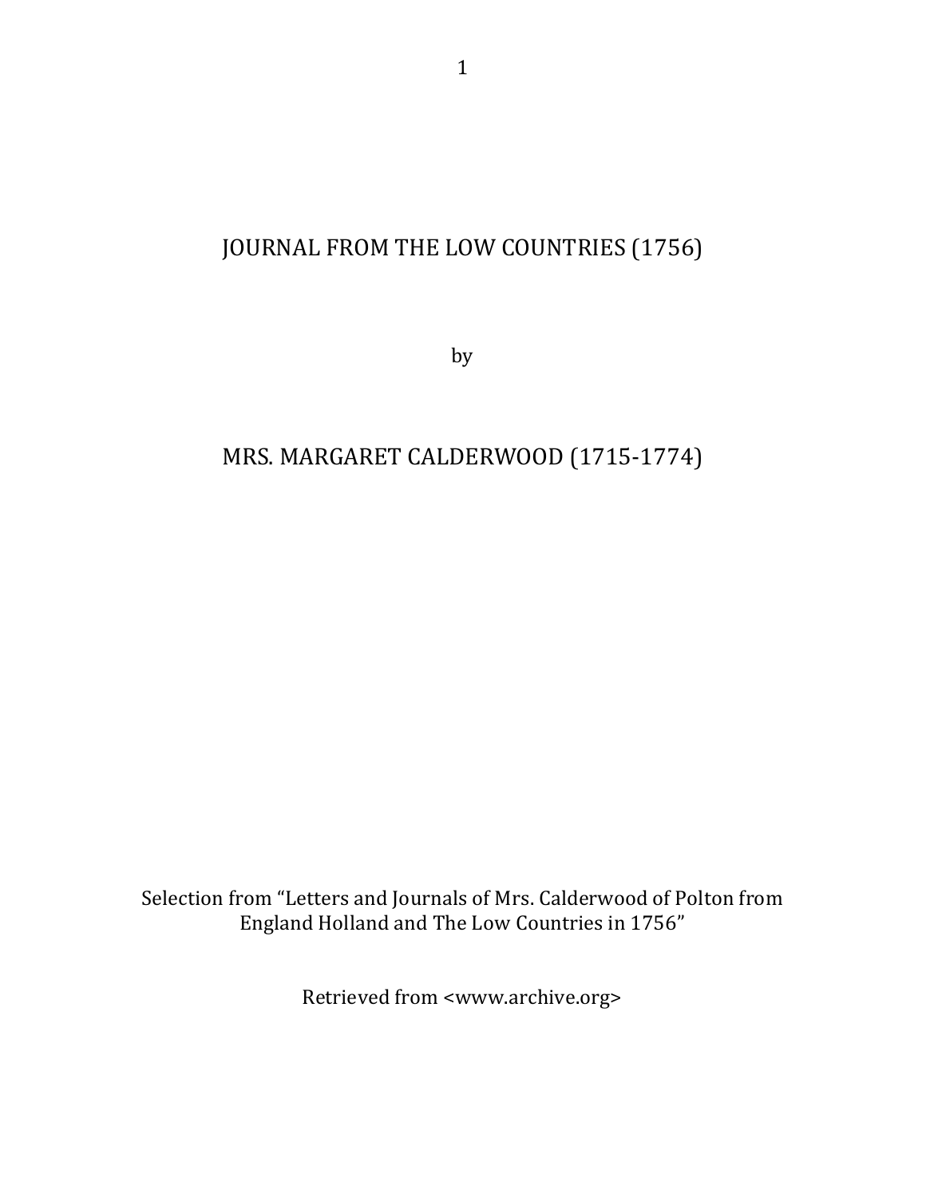# JOURNAL FROM THE LOW COUNTRIES (1756)

by

## MRS. MARGARET CALDERWOOD (1715-1774)

Selection from "Letters and Journals of Mrs. Calderwood of Polton from England Holland and The Low Countries in 1756"

Retrieved from <www.archive.org>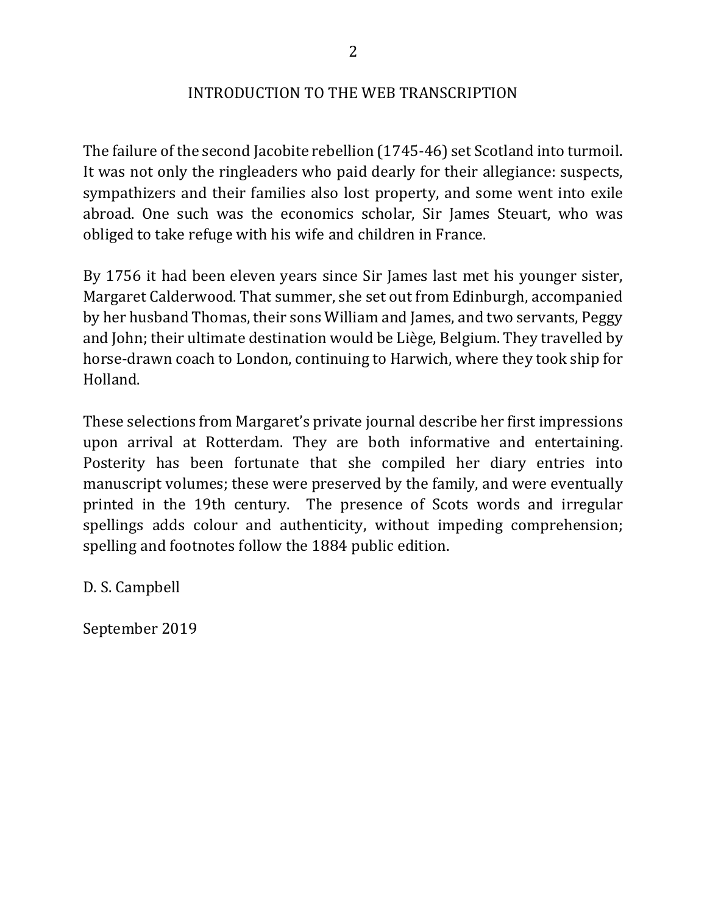## INTRODUCTION TO THE WEB TRANSCRIPTION

The failure of the second Jacobite rebellion (1745-46) set Scotland into turmoil. It was not only the ringleaders who paid dearly for their allegiance: suspects, sympathizers and their families also lost property, and some went into exile abroad. One such was the economics scholar, Sir James Steuart, who was obliged to take refuge with his wife and children in France.

By 1756 it had been eleven years since Sir James last met his younger sister, Margaret Calderwood. That summer, she set out from Edinburgh, accompanied by her husband Thomas, their sons William and James, and two servants, Peggy and John; their ultimate destination would be Liège, Belgium. They travelled by horse-drawn coach to London, continuing to Harwich, where they took ship for Holland.

These selections from Margaret's private journal describe her first impressions upon arrival at Rotterdam. They are both informative and entertaining. Posterity has been fortunate that she compiled her diary entries into manuscript volumes; these were preserved by the family, and were eventually printed in the 19th century. The presence of Scots words and irregular spellings adds colour and authenticity, without impeding comprehension; spelling and footnotes follow the 1884 public edition.

D. S. Campbell

September 2019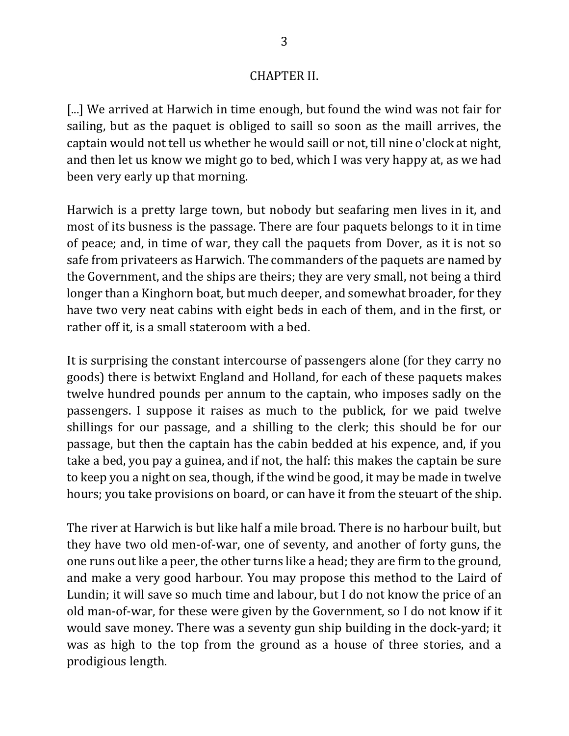## CHAPTER II.

[...] We arrived at Harwich in time enough, but found the wind was not fair for sailing, but as the paquet is obliged to saill so soon as the maill arrives, the captain would not tell us whether he would saill or not, till nine o'clock at night, and then let us know we might go to bed, which I was very happy at, as we had been very early up that morning.

Harwich is a pretty large town, but nobody but seafaring men lives in it, and most of its busness is the passage. There are four paquets belongs to it in time of peace; and, in time of war, they call the paquets from Dover, as it is not so safe from privateers as Harwich. The commanders of the paquets are named by the Government, and the ships are theirs; they are very small, not being a third longer than a Kinghorn boat, but much deeper, and somewhat broader, for they have two very neat cabins with eight beds in each of them, and in the first, or rather off it, is a small stateroom with a bed.

It is surprising the constant intercourse of passengers alone (for they carry no goods) there is betwixt England and Holland, for each of these paquets makes twelve hundred pounds per annum to the captain, who imposes sadly on the passengers. I suppose it raises as much to the publick, for we paid twelve shillings for our passage, and a shilling to the clerk; this should be for our passage, but then the captain has the cabin bedded at his expence, and, if you take a bed, you pay a guinea, and if not, the half: this makes the captain be sure to keep you a night on sea, though, if the wind be good, it may be made in twelve hours; you take provisions on board, or can have it from the steuart of the ship.

The river at Harwich is but like half a mile broad. There is no harbour built, but they have two old men-of-war, one of seventy, and another of forty guns, the one runs out like a peer, the other turns like a head; they are firm to the ground, and make a very good harbour. You may propose this method to the Laird of Lundin; it will save so much time and labour, but I do not know the price of an old man-of-war, for these were given by the Government, so I do not know if it would save money. There was a seventy gun ship building in the dock-yard; it was as high to the top from the ground as a house of three stories, and a prodigious length.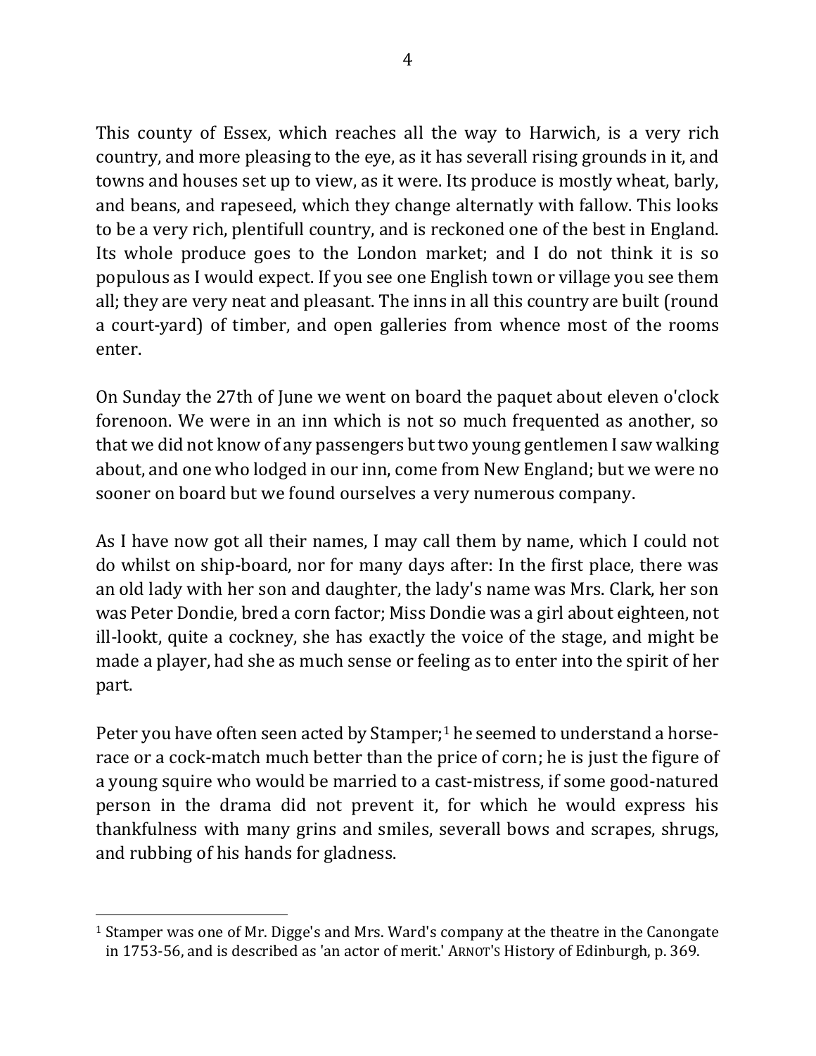This county of Essex, which reaches all the way to Harwich, is a very rich country, and more pleasing to the eye, as it has severall rising grounds in it, and towns and houses set up to view, as it were. Its produce is mostly wheat, barly, and beans, and rapeseed, which they change alternatly with fallow. This looks to be a very rich, plentifull country, and is reckoned one of the best in England. Its whole produce goes to the London market; and I do not think it is so populous as I would expect. If you see one English town or village you see them all; they are very neat and pleasant. The inns in all this country are built (round a court-yard) of timber, and open galleries from whence most of the rooms enter.

On Sunday the 27th of June we went on board the paquet about eleven o'clock forenoon. We were in an inn which is not so much frequented as another, so that we did not know of any passengers but two young gentlemen I saw walking about, and one who lodged in our inn, come from New England; but we were no sooner on board but we found ourselves a very numerous company.

As I have now got all their names, I may call them by name, which I could not do whilst on ship-board, nor for many days after: In the first place, there was an old lady with her son and daughter, the lady's name was Mrs. Clark, her son was Peter Dondie, bred a corn factor; Miss Dondie was a girl about eighteen, not ill-lookt, quite a cockney, she has exactly the voice of the stage, and might be made a player, had she as much sense or feeling as to enter into the spirit of her part.

Peter you have often seen acted by Stamper;[1] he seemed to understand a horse-race or a cock-match much better than the price of corn; he is just the figure of a young squire who would be married to a cast-mistress, if some good-natured person in the drama did not prevent it, for which he would express his thankfulness with many grins and smiles, severall bows and scrapes, shrugs, and rubbing of his hands for gladness.

---

[1] Stamper was one of Mr. Digge's and Mrs. Ward's company at the theatre in the Canongate in 1753-56, and is described as 'an actor of merit.' ARNOT'S History of Edinburgh, p. 369.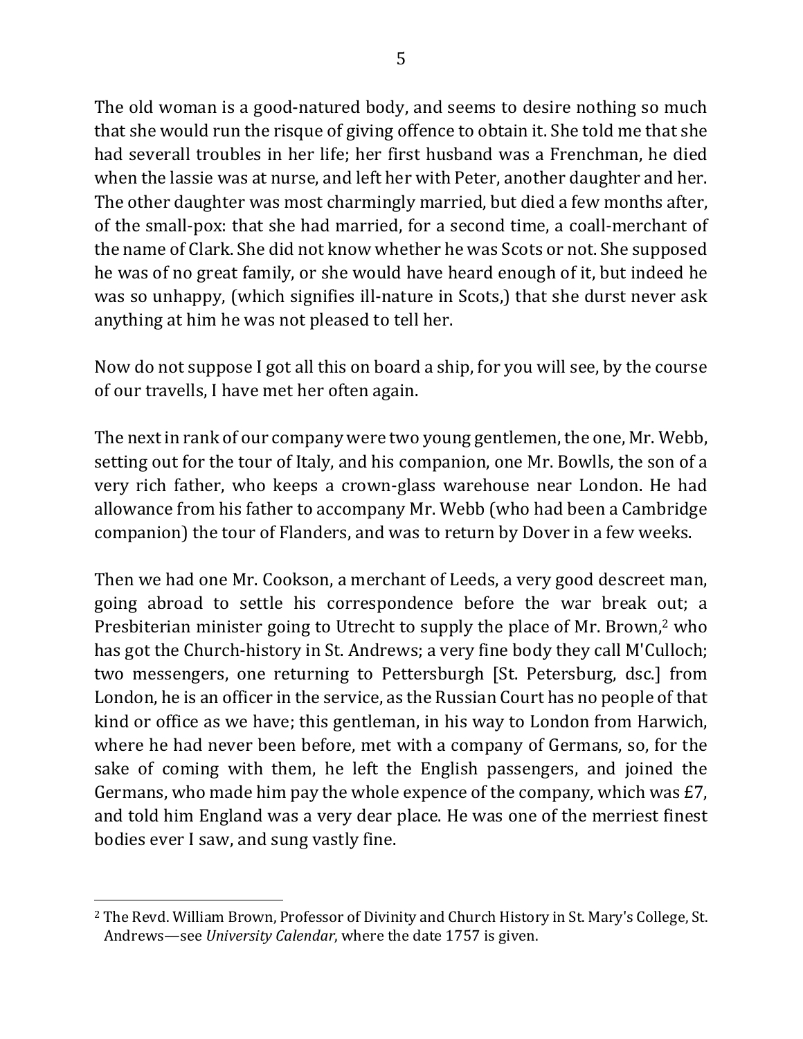The old woman is a good-natured body, and seems to desire nothing so much that she would run the risque of giving offence to obtain it. She told me that she had severall troubles in her life; her first husband was a Frenchman, he died when the lassie was at nurse, and left her with Peter, another daughter and her. The other daughter was most charmingly married, but died a few months after, of the small-pox: that she had married, for a second time, a coall-merchant of the name of Clark. She did not know whether he was Scots or not. She supposed he was of no great family, or she would have heard enough of it, but indeed he was so unhappy, (which signifies ill-nature in Scots,) that she durst never ask anything at him he was not pleased to tell her.

Now do not suppose I got all this on board a ship, for you will see, by the course of our travells, I have met her often again.

The next in rank of our company were two young gentlemen, the one, Mr. Webb, setting out for the tour of Italy, and his companion, one Mr. Bowlls, the son of a very rich father, who keeps a crown-glass warehouse near London. He had allowance from his father to accompany Mr. Webb (who had been a Cambridge companion) the tour of Flanders, and was to return by Dover in a few weeks.

Then we had one Mr. Cookson, a merchant of Leeds, a very good descreet man, going abroad to settle his correspondence before the war break out; a Presbiterian minister going to Utrecht to supply the place of Mr. Brown,[2] who has got the Church-history in St. Andrews; a very fine body they call M'Culloch; two messengers, one returning to Pettersburgh [St. Petersburg, dsc.] from London, he is an officer in the service, as the Russian Court has no people of that kind or office as we have; this gentleman, in his way to London from Harwich, where he had never been before, met with a company of Germans, so, for the sake of coming with them, he left the English passengers, and joined the Germans, who made him pay the whole expence of the company, which was £7, and told him England was a very dear place. He was one of the merriest finest bodies ever I saw, and sung vastly fine.

---

[2] The Revd. William Brown, Professor of Divinity and Church History in St. Mary's College, St. Andrews—see *University Calendar*, where the date 1757 is given.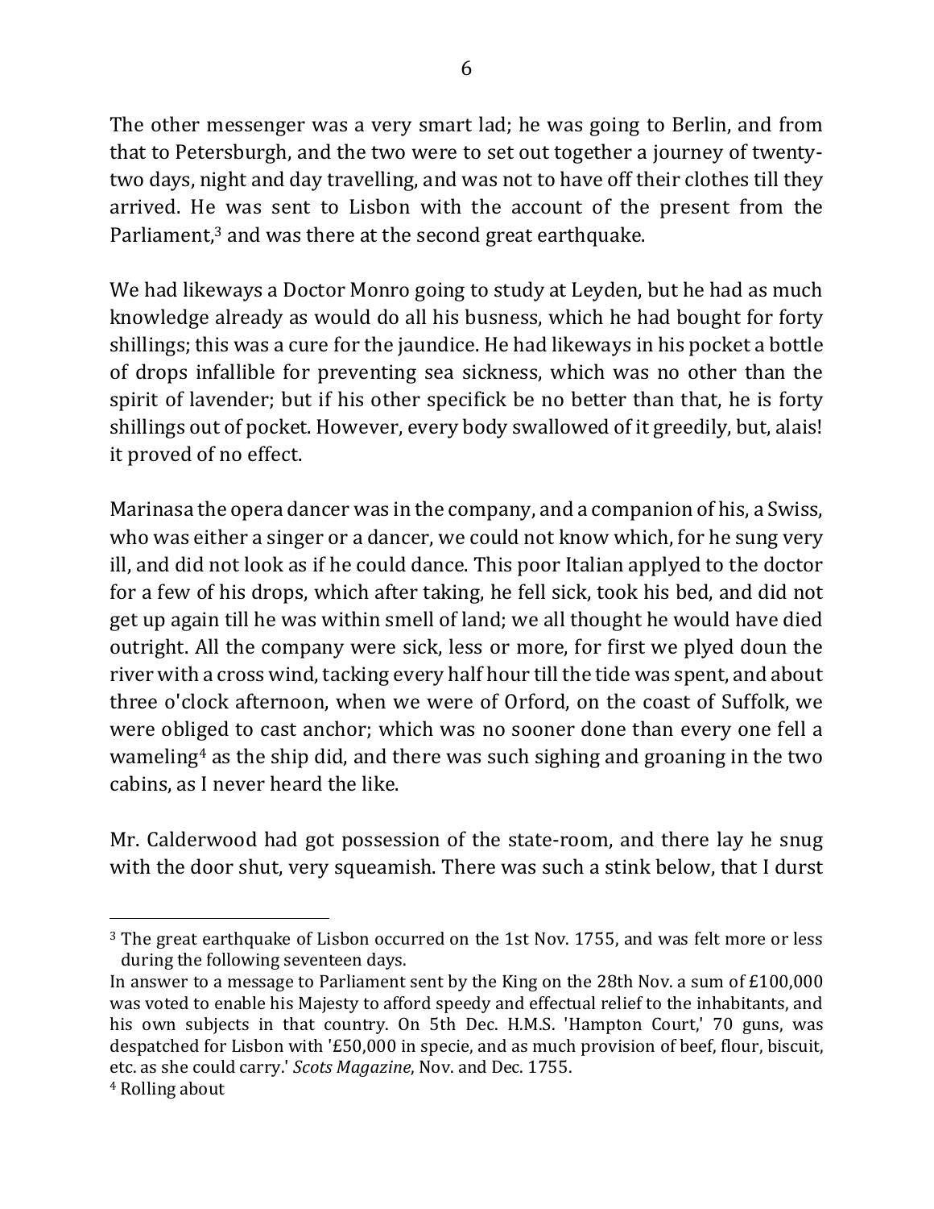The other messenger was a very smart lad; he was going to Berlin, and from that to Petersburgh, and the two were to set out together a journey of twenty-two days, night and day travelling, and was not to have off their clothes till they arrived. He was sent to Lisbon with the account of the present from the Parliament,[3] and was there at the second great earthquake.

We had likeways a Doctor Monro going to study at Leyden, but he had as much knowledge already as would do all his busness, which he had bought for forty shillings; this was a cure for the jaundice. He had likeways in his pocket a bottle of drops infallible for preventing sea sickness, which was no other than the spirit of lavender; but if his other specifick be no better than that, he is forty shillings out of pocket. However, every body swallowed of it greedily, but, alais! it proved of no effect.

Marinasa the opera dancer was in the company, and a companion of his, a Swiss, who was either a singer or a dancer, we could not know which, for he sung very ill, and did not look as if he could dance. This poor Italian applyed to the doctor for a few of his drops, which after taking, he fell sick, took his bed, and did not get up again till he was within smell of land; we all thought he would have died outright. All the company were sick, less or more, for first we plyed doun the river with a cross wind, tacking every half hour till the tide was spent, and about three o'clock afternoon, when we were of Orford, on the coast of Suffolk, we were obliged to cast anchor; which was no sooner done than every one fell a wameling[4] as the ship did, and there was such sighing and groaning in the two cabins, as I never heard the like.

Mr. Calderwood had got possession of the state-room, and there lay he snug with the door shut, very squeamish. There was such a stink below, that I durst

---

[3] The great earthquake of Lisbon occurred on the 1st Nov. 1755, and was felt more or less during the following seventeen days.

In answer to a message to Parliament sent by the King on the 28th Nov. a sum of £100,000 was voted to enable his Majesty to afford speedy and effectual relief to the inhabitants, and his own subjects in that country. On 5th Dec. H.M.S. 'Hampton Court,' 70 guns, was despatched for Lisbon with '£50,000 in specie, and as much provision of beef, flour, biscuit, etc. as she could carry.' *Scots Magazine*, Nov. and Dec. 1755.

[4] Rolling about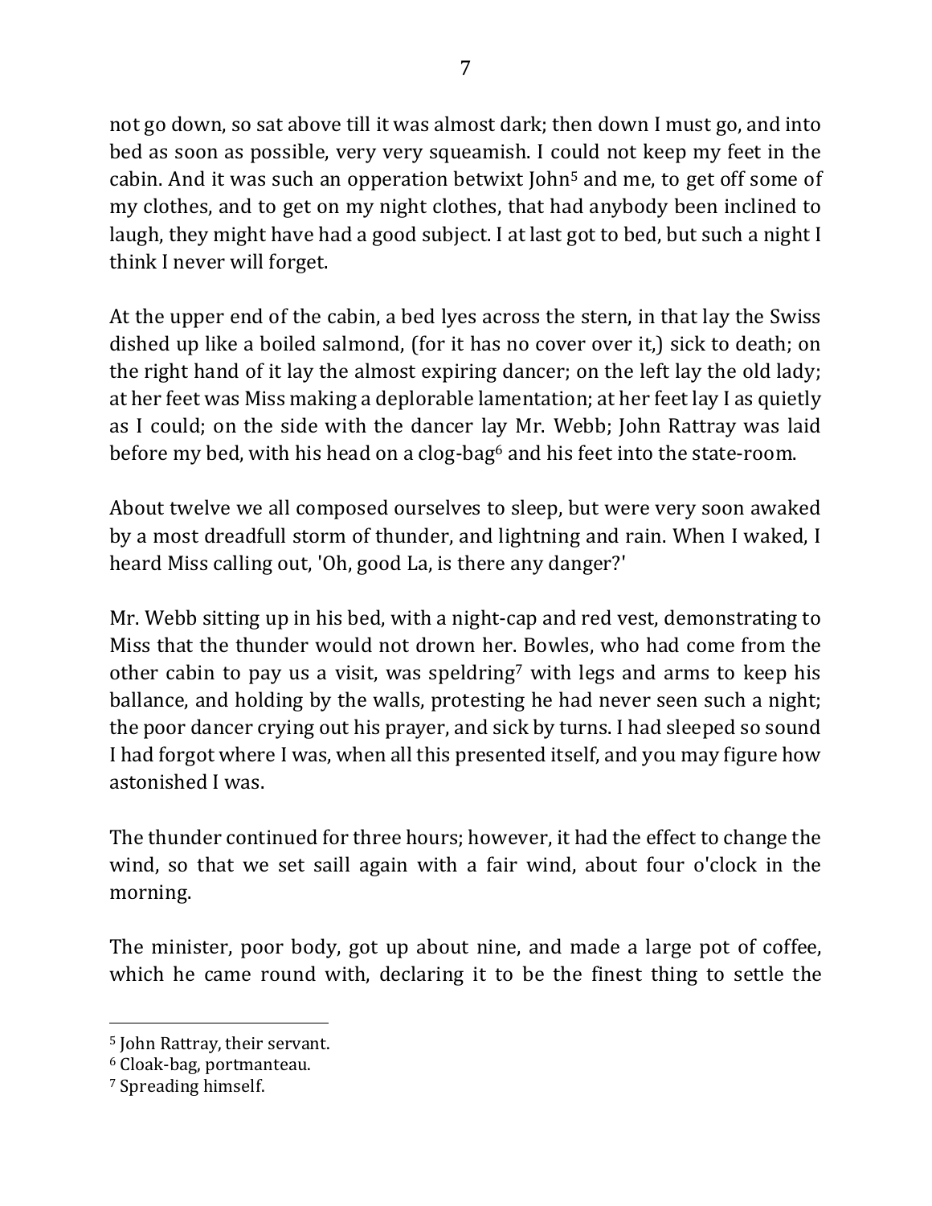not go down, so sat above till it was almost dark; then down I must go, and into bed as soon as possible, very very squeamish. I could not keep my feet in the cabin. And it was such an opperation betwixt John[5] and me, to get off some of my clothes, and to get on my night clothes, that had anybody been inclined to laugh, they might have had a good subject. I at last got to bed, but such a night I think I never will forget.

At the upper end of the cabin, a bed lyes across the stern, in that lay the Swiss dished up like a boiled salmond, (for it has no cover over it,) sick to death; on the right hand of it lay the almost expiring dancer; on the left lay the old lady; at her feet was Miss making a deplorable lamentation; at her feet lay I as quietly as I could; on the side with the dancer lay Mr. Webb; John Rattray was laid before my bed, with his head on a clog-bag[6] and his feet into the state-room.

About twelve we all composed ourselves to sleep, but were very soon awaked by a most dreadfull storm of thunder, and lightning and rain. When I waked, I heard Miss calling out, 'Oh, good La, is there any danger?'

Mr. Webb sitting up in his bed, with a night-cap and red vest, demonstrating to Miss that the thunder would not drown her. Bowles, who had come from the other cabin to pay us a visit, was speldring[7] with legs and arms to keep his ballance, and holding by the walls, protesting he had never seen such a night; the poor dancer crying out his prayer, and sick by turns. I had sleeped so sound I had forgot where I was, when all this presented itself, and you may figure how astonished I was.

The thunder continued for three hours; however, it had the effect to change the wind, so that we set saill again with a fair wind, about four o'clock in the morning.

The minister, poor body, got up about nine, and made a large pot of coffee, which he came round with, declaring it to be the finest thing to settle the

---

[5] John Rattray, their servant.

[6] Cloak-bag, portmanteau.

[7] Spreading himself.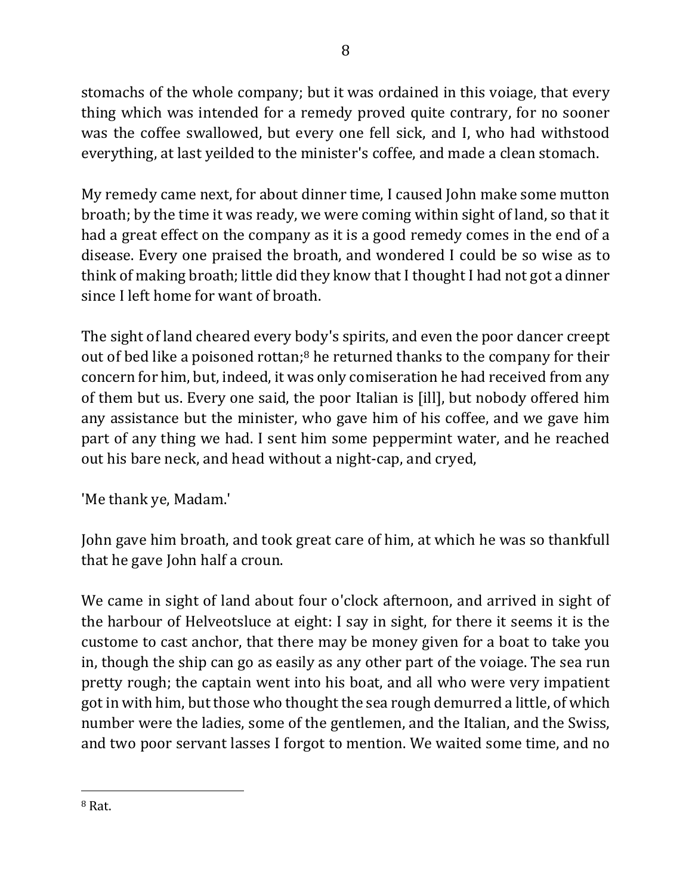stomachs of the whole company; but it was ordained in this voiage, that every thing which was intended for a remedy proved quite contrary, for no sooner was the coffee swallowed, but every one fell sick, and I, who had withstood everything, at last yeilded to the minister's coffee, and made a clean stomach.

My remedy came next, for about dinner time, I caused John make some mutton broath; by the time it was ready, we were coming within sight of land, so that it had a great effect on the company as it is a good remedy comes in the end of a disease. Every one praised the broath, and wondered I could be so wise as to think of making broath; little did they know that I thought I had not got a dinner since I left home for want of broath.

The sight of land cheared every body's spirits, and even the poor dancer creept out of bed like a poisoned rottan;[8] he returned thanks to the company for their concern for him, but, indeed, it was only comiseration he had received from any of them but us. Every one said, the poor Italian is [ill], but nobody offered him any assistance but the minister, who gave him of his coffee, and we gave him part of any thing we had. I sent him some peppermint water, and he reached out his bare neck, and head without a night-cap, and cryed,

'Me thank ye, Madam.'

John gave him broath, and took great care of him, at which he was so thankfull that he gave John half a croun.

We came in sight of land about four o'clock afternoon, and arrived in sight of the harbour of Helveotsluce at eight: I say in sight, for there it seems it is the custome to cast anchor, that there may be money given for a boat to take you in, though the ship can go as easily as any other part of the voiage. The sea run pretty rough; the captain went into his boat, and all who were very impatient got in with him, but those who thought the sea rough demurred a little, of which number were the ladies, some of the gentlemen, and the Italian, and the Swiss, and two poor servant lasses I forgot to mention. We waited some time, and no

---

[8] Rat.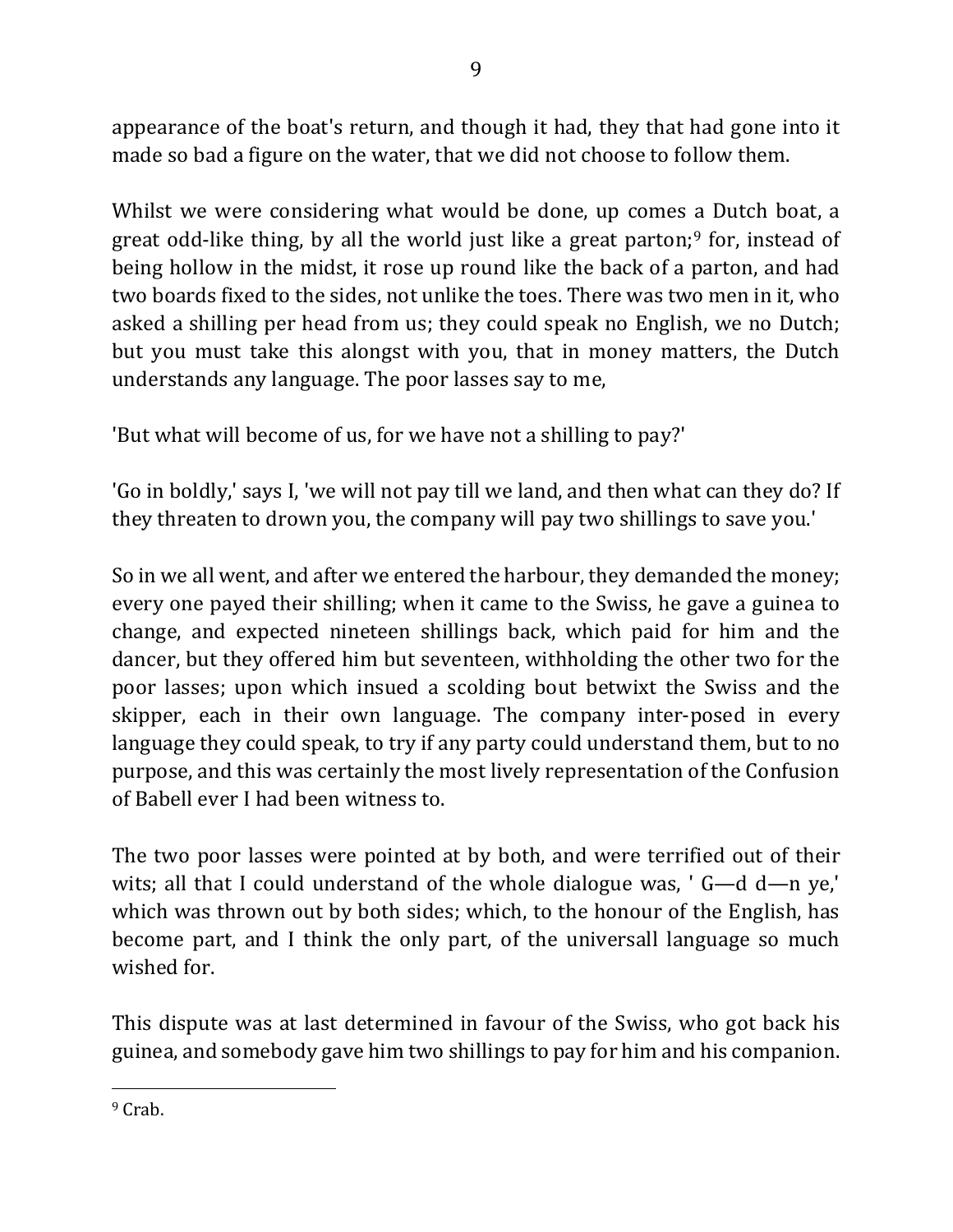appearance of the boat's return, and though it had, they that had gone into it made so bad a figure on the water, that we did not choose to follow them.

Whilst we were considering what would be done, up comes a Dutch boat, a great odd-like thing, by all the world just like a great parton;[9] for, instead of being hollow in the midst, it rose up round like the back of a parton, and had two boards fixed to the sides, not unlike the toes. There was two men in it, who asked a shilling per head from us; they could speak no English, we no Dutch; but you must take this alongst with you, that in money matters, the Dutch understands any language. The poor lasses say to me,

'But what will become of us, for we have not a shilling to pay?'

'Go in boldly,' says I, 'we will not pay till we land, and then what can they do? If they threaten to drown you, the company will pay two shillings to save you.'

So in we all went, and after we entered the harbour, they demanded the money; every one payed their shilling; when it came to the Swiss, he gave a guinea to change, and expected nineteen shillings back, which paid for him and the dancer, but they offered him but seventeen, withholding the other two for the poor lasses; upon which insued a scolding bout betwixt the Swiss and the skipper, each in their own language. The company inter-posed in every language they could speak, to try if any party could understand them, but to no purpose, and this was certainly the most lively representation of the Confusion of Babell ever I had been witness to.

The two poor lasses were pointed at by both, and were terrified out of their wits; all that I could understand of the whole dialogue was, ' G—d d—n ye,' which was thrown out by both sides; which, to the honour of the English, has become part, and I think the only part, of the universall language so much wished for.

This dispute was at last determined in favour of the Swiss, who got back his guinea, and somebody gave him two shillings to pay for him and his companion.

---

[9] Crab.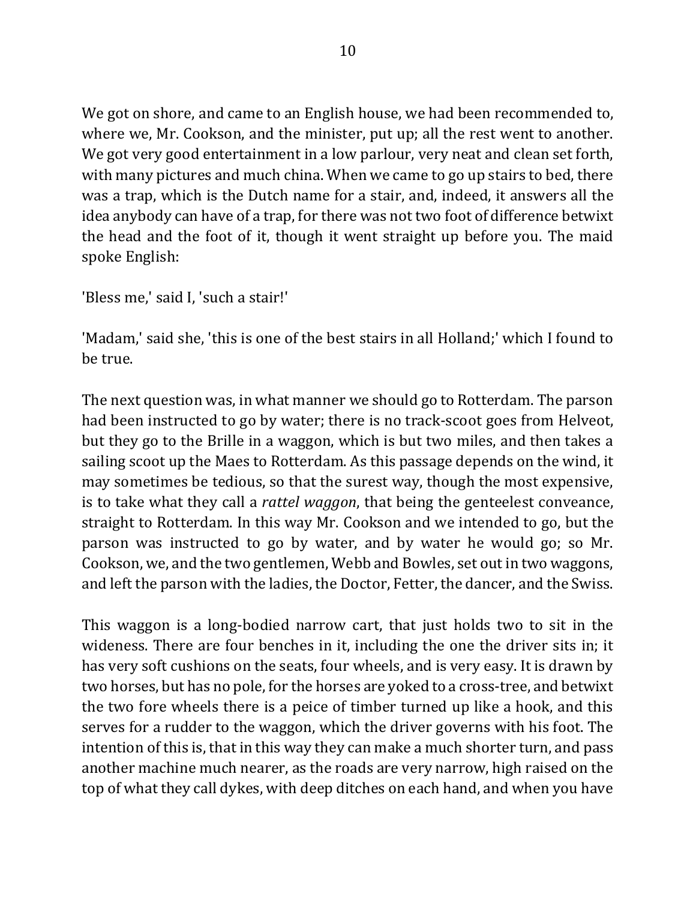We got on shore, and came to an English house, we had been recommended to, where we, Mr. Cookson, and the minister, put up; all the rest went to another. We got very good entertainment in a low parlour, very neat and clean set forth, with many pictures and much china. When we came to go up stairs to bed, there was a trap, which is the Dutch name for a stair, and, indeed, it answers all the idea anybody can have of a trap, for there was not two foot of difference betwixt the head and the foot of it, though it went straight up before you. The maid spoke English:

'Bless me,' said I, 'such a stair!'

'Madam,' said she, 'this is one of the best stairs in all Holland;' which I found to be true.

The next question was, in what manner we should go to Rotterdam. The parson had been instructed to go by water; there is no track-scoot goes from Helveot, but they go to the Brille in a waggon, which is but two miles, and then takes a sailing scoot up the Maes to Rotterdam. As this passage depends on the wind, it may sometimes be tedious, so that the surest way, though the most expensive, is to take what they call a *rattel waggon*, that being the genteelest conveance, straight to Rotterdam. In this way Mr. Cookson and we intended to go, but the parson was instructed to go by water, and by water he would go; so Mr. Cookson, we, and the two gentlemen, Webb and Bowles, set out in two waggons, and left the parson with the ladies, the Doctor, Fetter, the dancer, and the Swiss.

This waggon is a long-bodied narrow cart, that just holds two to sit in the wideness. There are four benches in it, including the one the driver sits in; it has very soft cushions on the seats, four wheels, and is very easy. It is drawn by two horses, but has no pole, for the horses are yoked to a cross-tree, and betwixt the two fore wheels there is a peice of timber turned up like a hook, and this serves for a rudder to the waggon, which the driver governs with his foot. The intention of this is, that in this way they can make a much shorter turn, and pass another machine much nearer, as the roads are very narrow, high raised on the top of what they call dykes, with deep ditches on each hand, and when you have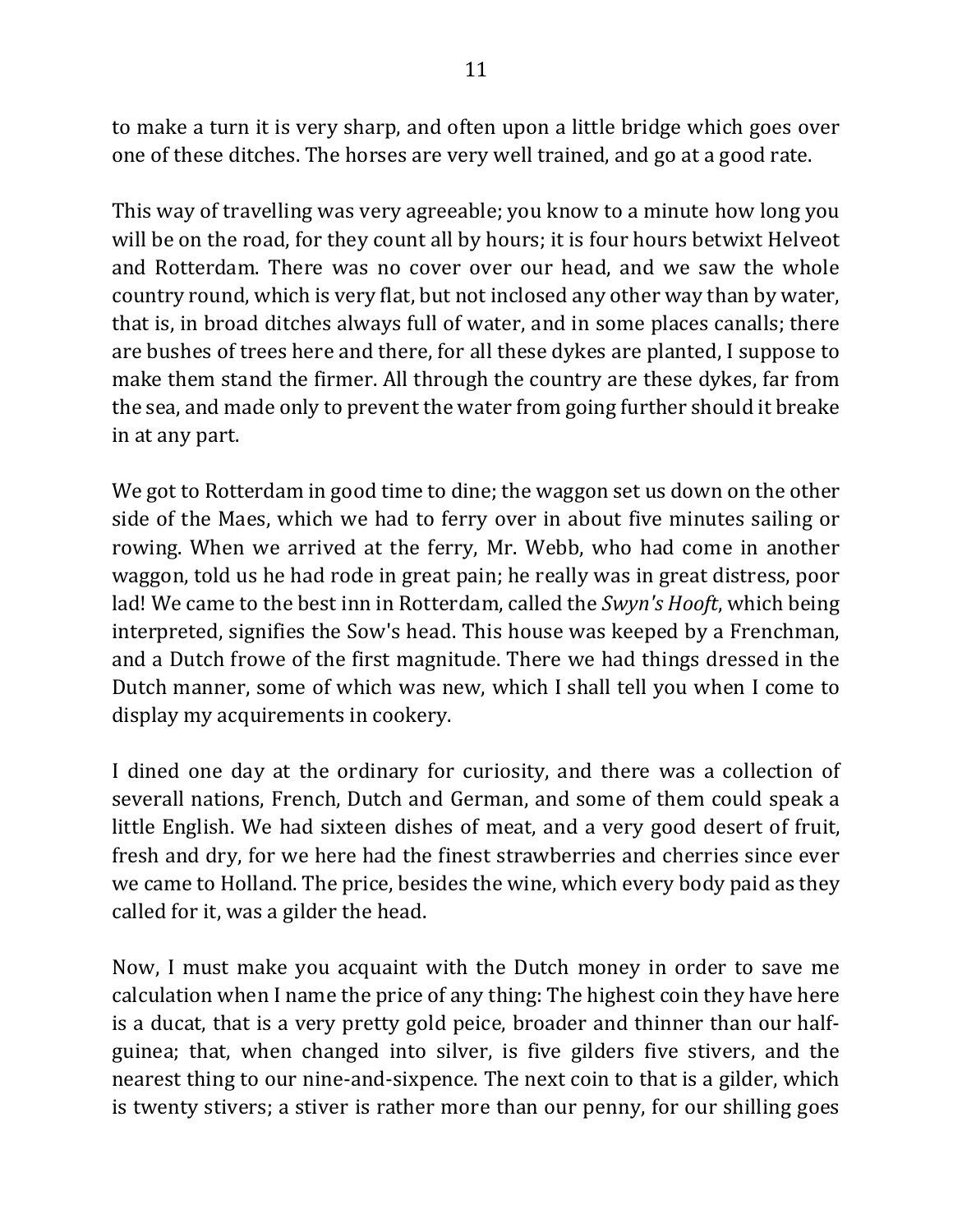to make a turn it is very sharp, and often upon a little bridge which goes over one of these ditches. The horses are very well trained, and go at a good rate.

This way of travelling was very agreeable; you know to a minute how long you will be on the road, for they count all by hours; it is four hours betwixt Helveot and Rotterdam. There was no cover over our head, and we saw the whole country round, which is very flat, but not inclosed any other way than by water, that is, in broad ditches always full of water, and in some places canalls; there are bushes of trees here and there, for all these dykes are planted, I suppose to make them stand the firmer. All through the country are these dykes, far from the sea, and made only to prevent the water from going further should it breake in at any part.

We got to Rotterdam in good time to dine; the waggon set us down on the other side of the Maes, which we had to ferry over in about five minutes sailing or rowing. When we arrived at the ferry, Mr. Webb, who had come in another waggon, told us he had rode in great pain; he really was in great distress, poor lad! We came to the best inn in Rotterdam, called the *Swyn's Hooft*, which being interpreted, signifies the Sow's head. This house was keeped by a Frenchman, and a Dutch frowe of the first magnitude. There we had things dressed in the Dutch manner, some of which was new, which I shall tell you when I come to display my acquirements in cookery.

I dined one day at the ordinary for curiosity, and there was a collection of severall nations, French, Dutch and German, and some of them could speak a little English. We had sixteen dishes of meat, and a very good desert of fruit, fresh and dry, for we here had the finest strawberries and cherries since ever we came to Holland. The price, besides the wine, which every body paid as they called for it, was a gilder the head.

Now, I must make you acquaint with the Dutch money in order to save me calculation when I name the price of any thing: The highest coin they have here is a ducat, that is a very pretty gold peice, broader and thinner than our half-guinea; that, when changed into silver, is five gilders five stivers, and the nearest thing to our nine-and-sixpence. The next coin to that is a gilder, which is twenty stivers; a stiver is rather more than our penny, for our shilling goes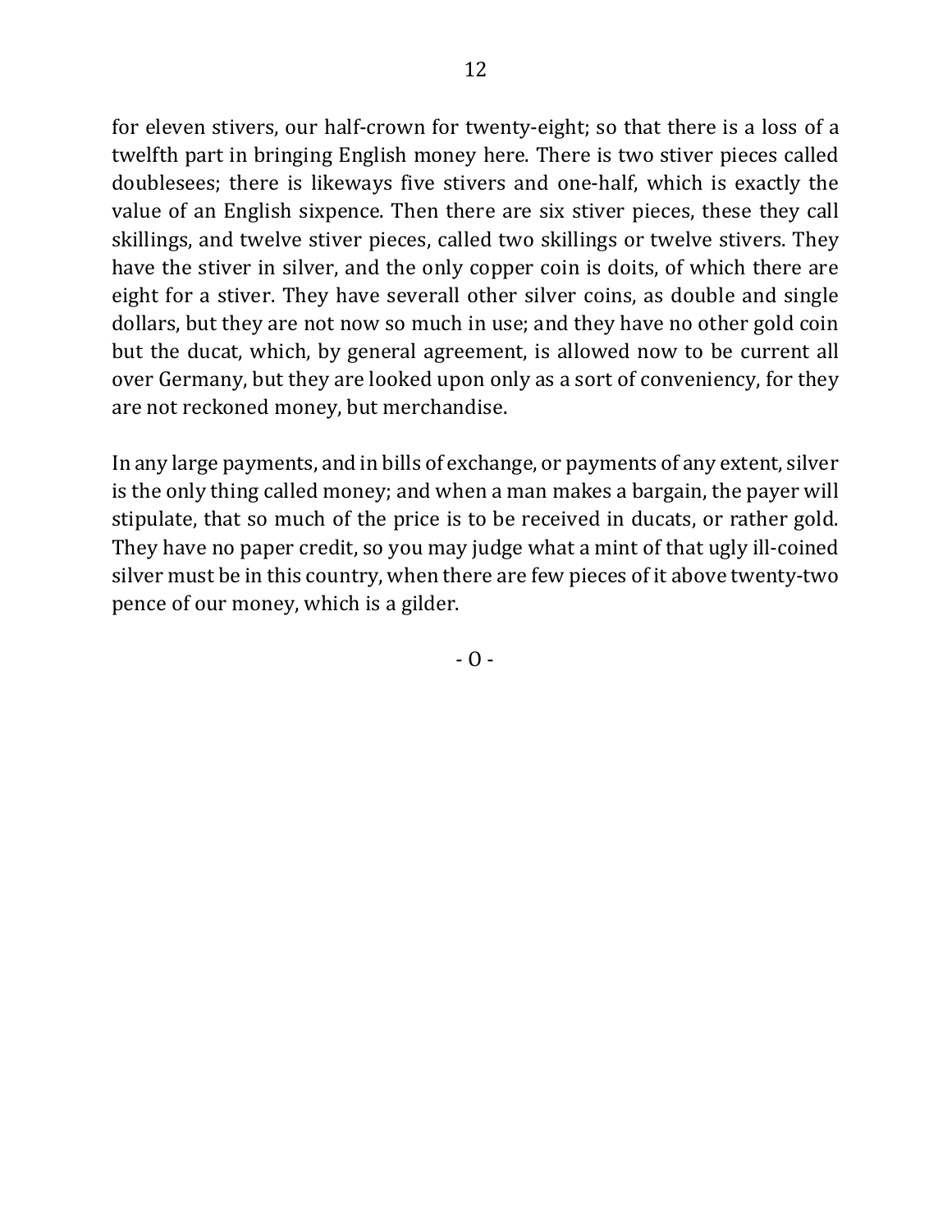for eleven stivers, our half-crown for twenty-eight; so that there is a loss of a twelfth part in bringing English money here. There is two stiver pieces called doublesees; there is likeways five stivers and one-half, which is exactly the value of an English sixpence. Then there are six stiver pieces, these they call skillings, and twelve stiver pieces, called two skillings or twelve stivers. They have the stiver in silver, and the only copper coin is doits, of which there are eight for a stiver. They have severall other silver coins, as double and single dollars, but they are not now so much in use; and they have no other gold coin but the ducat, which, by general agreement, is allowed now to be current all over Germany, but they are looked upon only as a sort of conveniency, for they are not reckoned money, but merchandise.

In any large payments, and in bills of exchange, or payments of any extent, silver is the only thing called money; and when a man makes a bargain, the payer will stipulate, that so much of the price is to be received in ducats, or rather gold. They have no paper credit, so you may judge what a mint of that ugly ill-coined silver must be in this country, when there are few pieces of it above twenty-two pence of our money, which is a gilder.

- O -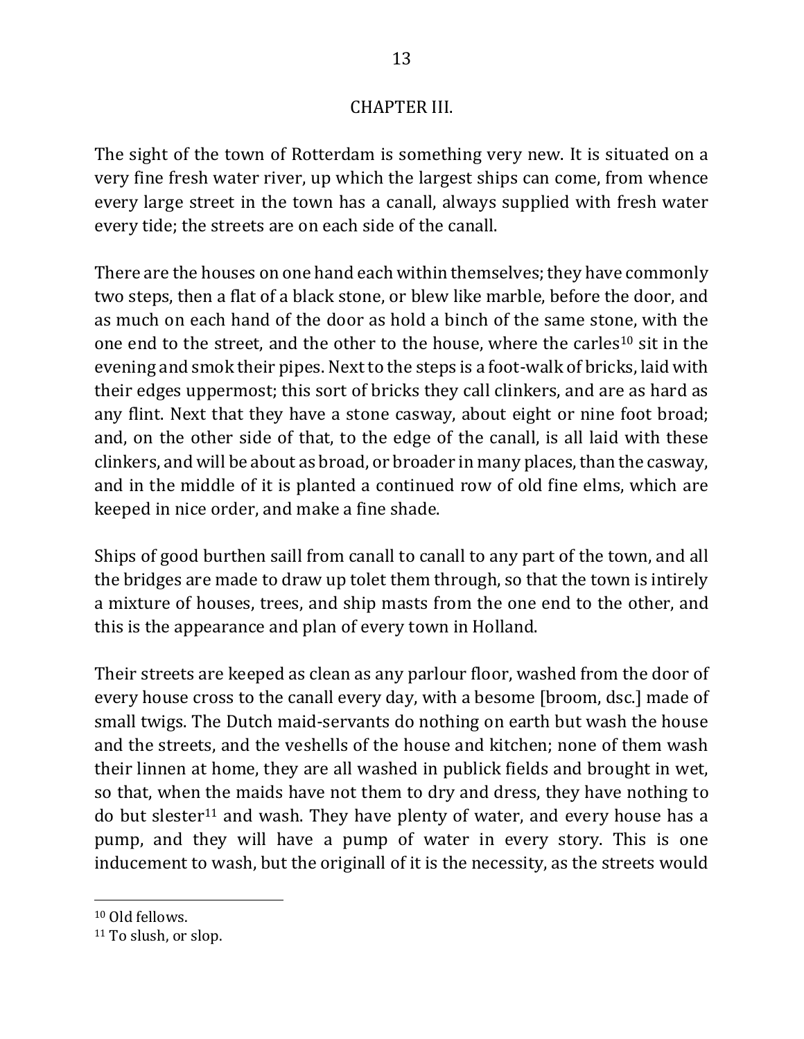## CHAPTER III.

The sight of the town of Rotterdam is something very new. It is situated on a very fine fresh water river, up which the largest ships can come, from whence every large street in the town has a canall, always supplied with fresh water every tide; the streets are on each side of the canall.

There are the houses on one hand each within themselves; they have commonly two steps, then a flat of a black stone, or blew like marble, before the door, and as much on each hand of the door as hold a binch of the same stone, with the one end to the street, and the other to the house, where the carles[10] sit in the evening and smok their pipes. Next to the steps is a foot-walk of bricks, laid with their edges uppermost; this sort of bricks they call clinkers, and are as hard as any flint. Next that they have a stone casway, about eight or nine foot broad; and, on the other side of that, to the edge of the canall, is all laid with these clinkers, and will be about as broad, or broader in many places, than the casway, and in the middle of it is planted a continued row of old fine elms, which are keeped in nice order, and make a fine shade.

Ships of good burthen saill from canall to canall to any part of the town, and all the bridges are made to draw up tolet them through, so that the town is intirely a mixture of houses, trees, and ship masts from the one end to the other, and this is the appearance and plan of every town in Holland.

Their streets are keeped as clean as any parlour floor, washed from the door of every house cross to the canall every day, with a besome [broom, dsc.] made of small twigs. The Dutch maid-servants do nothing on earth but wash the house and the streets, and the veshells of the house and kitchen; none of them wash their linnen at home, they are all washed in publick fields and brought in wet, so that, when the maids have not them to dry and dress, they have nothing to do but slester[11] and wash. They have plenty of water, and every house has a pump, and they will have a pump of water in every story. This is one inducement to wash, but the originall of it is the necessity, as the streets would

---

[10] Old fellows.

[11] To slush, or slop.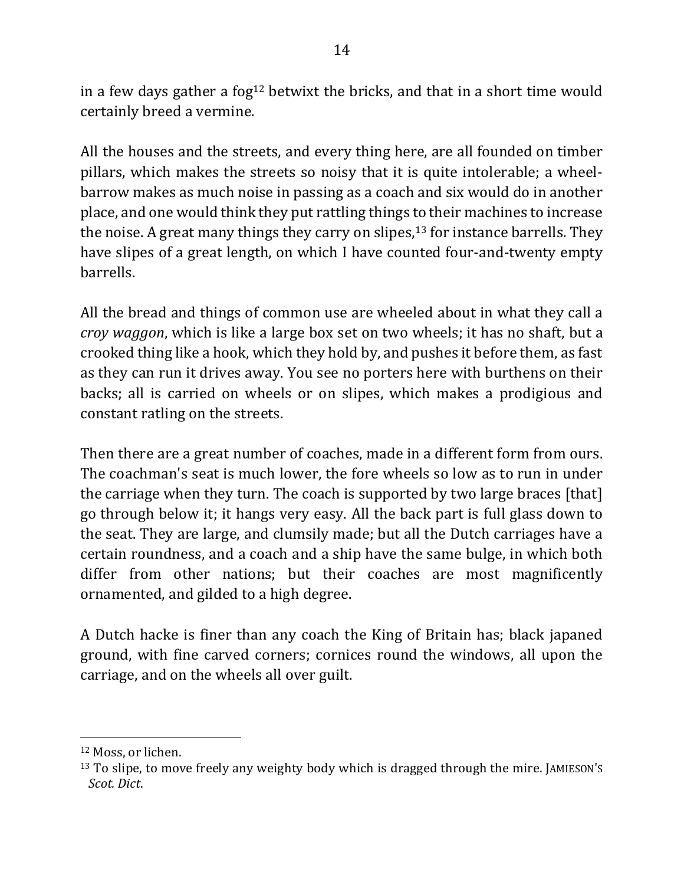in a few days gather a fog[12] betwixt the bricks, and that in a short time would certainly breed a vermine.

All the houses and the streets, and every thing here, are all founded on timber pillars, which makes the streets so noisy that it is quite intolerable; a wheel-barrow makes as much noise in passing as a coach and six would do in another place, and one would think they put rattling things to their machines to increase the noise. A great many things they carry on slipes,[13] for instance barrells. They have slipes of a great length, on which I have counted four-and-twenty empty barrells.

All the bread and things of common use are wheeled about in what they call a *croy waggon*, which is like a large box set on two wheels; it has no shaft, but a crooked thing like a hook, which they hold by, and pushes it before them, as fast as they can run it drives away. You see no porters here with burthens on their backs; all is carried on wheels or on slipes, which makes a prodigious and constant ratling on the streets.

Then there are a great number of coaches, made in a different form from ours. The coachman's seat is much lower, the fore wheels so low as to run in under the carriage when they turn. The coach is supported by two large braces [that] go through below it; it hangs very easy. All the back part is full glass down to the seat. They are large, and clumsily made; but all the Dutch carriages have a certain roundness, and a coach and a ship have the same bulge, in which both differ from other nations; but their coaches are most magnificently ornamented, and gilded to a high degree.

A Dutch hacke is finer than any coach the King of Britain has; black japaned ground, with fine carved corners; cornices round the windows, all upon the carriage, and on the wheels all over guilt.

---

[12] Moss, or lichen.

[13] To slipe, to move freely any weighty body which is dragged through the mire. JAMIESON'S *Scot. Dict*.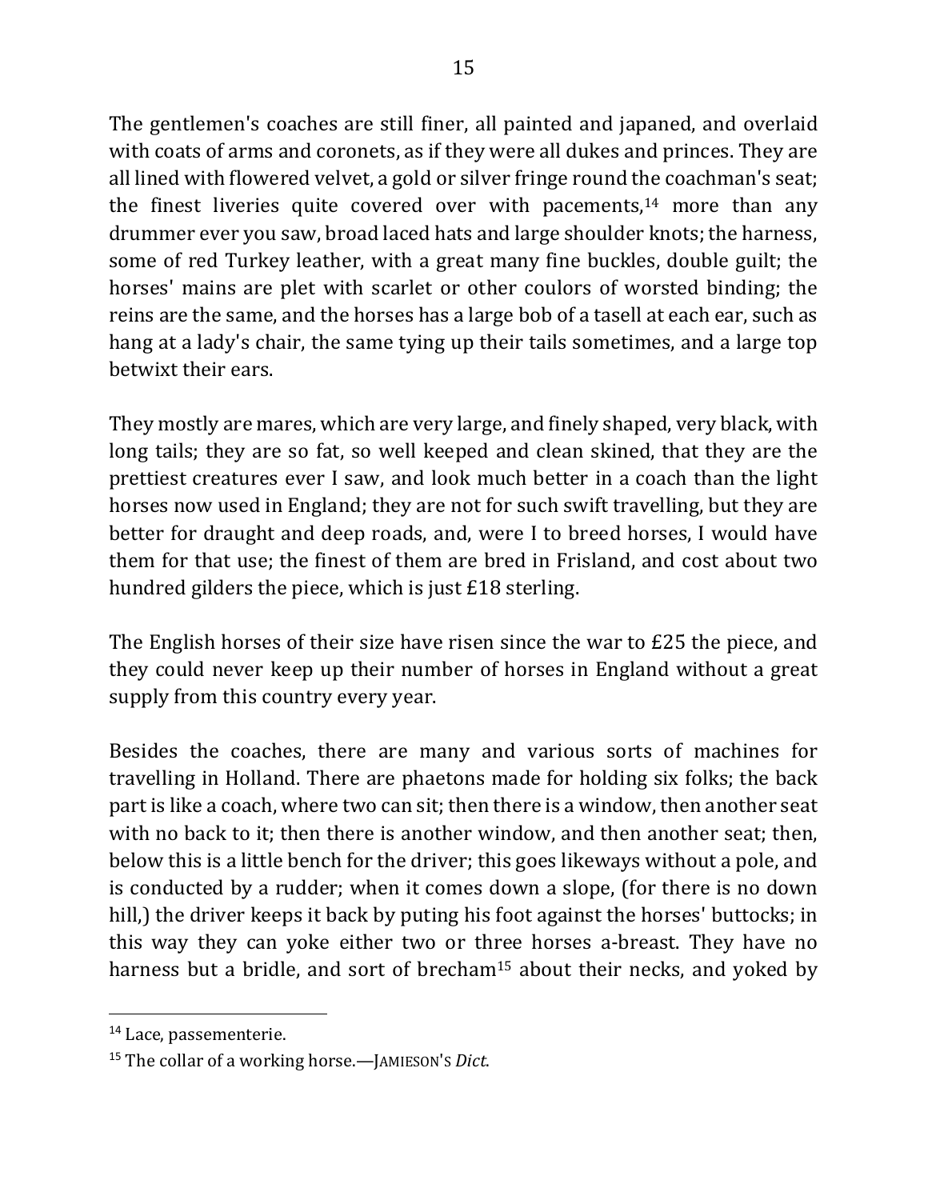The gentlemen's coaches are still finer, all painted and japaned, and overlaid with coats of arms and coronets, as if they were all dukes and princes. They are all lined with flowered velvet, a gold or silver fringe round the coachman's seat; the finest liveries quite covered over with pacements,[14] more than any drummer ever you saw, broad laced hats and large shoulder knots; the harness, some of red Turkey leather, with a great many fine buckles, double guilt; the horses' mains are plet with scarlet or other coulors of worsted binding; the reins are the same, and the horses has a large bob of a tasell at each ear, such as hang at a lady's chair, the same tying up their tails sometimes, and a large top betwixt their ears.

They mostly are mares, which are very large, and finely shaped, very black, with long tails; they are so fat, so well keeped and clean skined, that they are the prettiest creatures ever I saw, and look much better in a coach than the light horses now used in England; they are not for such swift travelling, but they are better for draught and deep roads, and, were I to breed horses, I would have them for that use; the finest of them are bred in Frisland, and cost about two hundred gilders the piece, which is just £18 sterling.

The English horses of their size have risen since the war to £25 the piece, and they could never keep up their number of horses in England without a great supply from this country every year.

Besides the coaches, there are many and various sorts of machines for travelling in Holland. There are phaetons made for holding six folks; the back part is like a coach, where two can sit; then there is a window, then another seat with no back to it; then there is another window, and then another seat; then, below this is a little bench for the driver; this goes likeways without a pole, and is conducted by a rudder; when it comes down a slope, (for there is no down hill,) the driver keeps it back by puting his foot against the horses' buttocks; in this way they can yoke either two or three horses a-breast. They have no harness but a bridle, and sort of brecham[15] about their necks, and yoked by

---

[14] Lace, passementerie.

[15] The collar of a working horse.—JAMIESON'S *Dict*.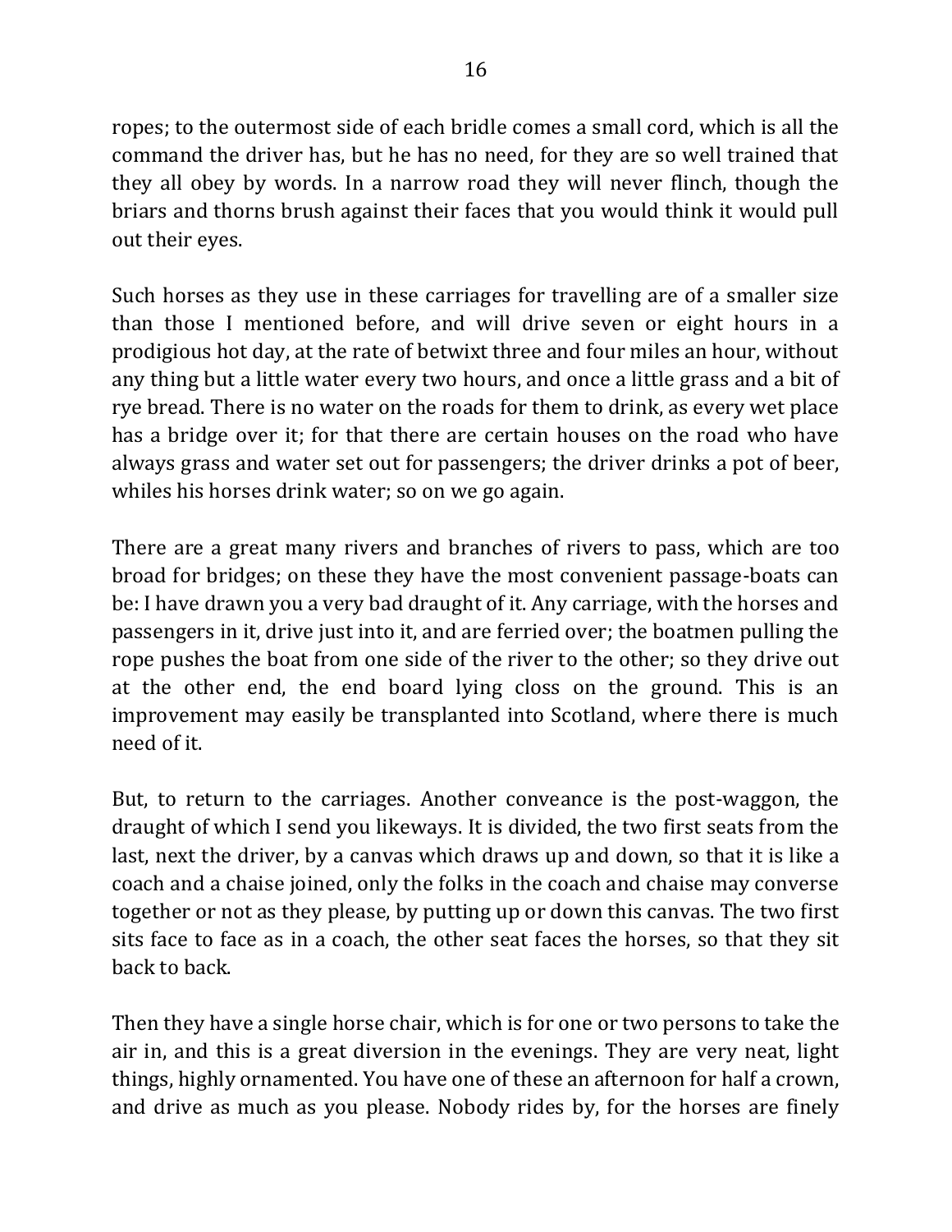ropes; to the outermost side of each bridle comes a small cord, which is all the command the driver has, but he has no need, for they are so well trained that they all obey by words. In a narrow road they will never flinch, though the briars and thorns brush against their faces that you would think it would pull out their eyes.

Such horses as they use in these carriages for travelling are of a smaller size than those I mentioned before, and will drive seven or eight hours in a prodigious hot day, at the rate of betwixt three and four miles an hour, without any thing but a little water every two hours, and once a little grass and a bit of rye bread. There is no water on the roads for them to drink, as every wet place has a bridge over it; for that there are certain houses on the road who have always grass and water set out for passengers; the driver drinks a pot of beer, whiles his horses drink water; so on we go again.

There are a great many rivers and branches of rivers to pass, which are too broad for bridges; on these they have the most convenient passage-boats can be: I have drawn you a very bad draught of it. Any carriage, with the horses and passengers in it, drive just into it, and are ferried over; the boatmen pulling the rope pushes the boat from one side of the river to the other; so they drive out at the other end, the end board lying closs on the ground. This is an improvement may easily be transplanted into Scotland, where there is much need of it.

But, to return to the carriages. Another conveance is the post-waggon, the draught of which I send you likeways. It is divided, the two first seats from the last, next the driver, by a canvas which draws up and down, so that it is like a coach and a chaise joined, only the folks in the coach and chaise may converse together or not as they please, by putting up or down this canvas. The two first sits face to face as in a coach, the other seat faces the horses, so that they sit back to back.

Then they have a single horse chair, which is for one or two persons to take the air in, and this is a great diversion in the evenings. They are very neat, light things, highly ornamented. You have one of these an afternoon for half a crown, and drive as much as you please. Nobody rides by, for the horses are finely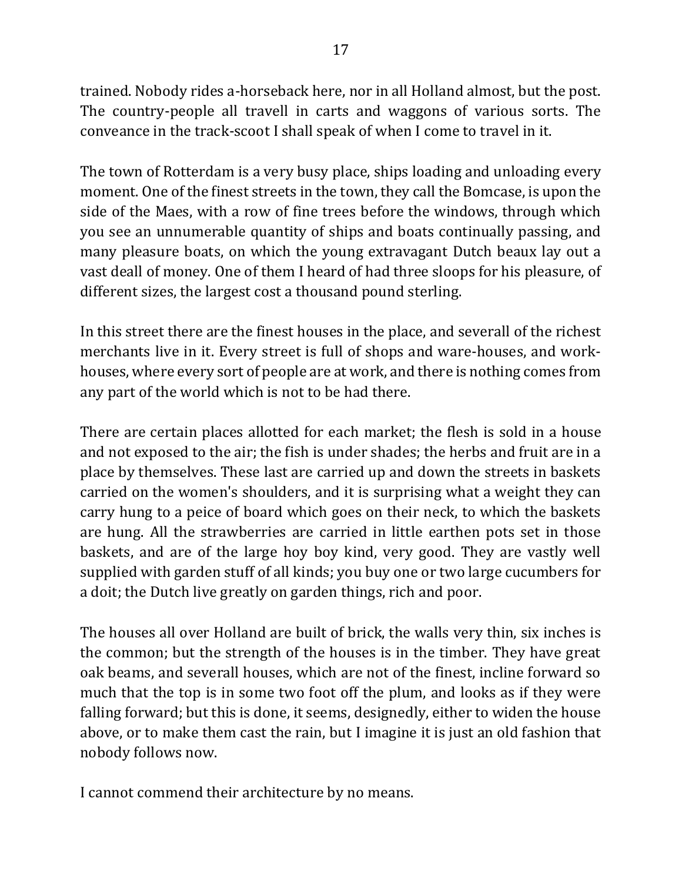trained. Nobody rides a-horseback here, nor in all Holland almost, but the post. The country-people all travell in carts and waggons of various sorts. The conveance in the track-scoot I shall speak of when I come to travel in it.

The town of Rotterdam is a very busy place, ships loading and unloading every moment. One of the finest streets in the town, they call the Bomcase, is upon the side of the Maes, with a row of fine trees before the windows, through which you see an unnumerable quantity of ships and boats continually passing, and many pleasure boats, on which the young extravagant Dutch beaux lay out a vast deall of money. One of them I heard of had three sloops for his pleasure, of different sizes, the largest cost a thousand pound sterling.

In this street there are the finest houses in the place, and severall of the richest merchants live in it. Every street is full of shops and ware-houses, and work-houses, where every sort of people are at work, and there is nothing comes from any part of the world which is not to be had there.

There are certain places allotted for each market; the flesh is sold in a house and not exposed to the air; the fish is under shades; the herbs and fruit are in a place by themselves. These last are carried up and down the streets in baskets carried on the women's shoulders, and it is surprising what a weight they can carry hung to a peice of board which goes on their neck, to which the baskets are hung. All the strawberries are carried in little earthen pots set in those baskets, and are of the large hoy boy kind, very good. They are vastly well supplied with garden stuff of all kinds; you buy one or two large cucumbers for a doit; the Dutch live greatly on garden things, rich and poor.

The houses all over Holland are built of brick, the walls very thin, six inches is the common; but the strength of the houses is in the timber. They have great oak beams, and severall houses, which are not of the finest, incline forward so much that the top is in some two foot off the plum, and looks as if they were falling forward; but this is done, it seems, designedly, either to widen the house above, or to make them cast the rain, but I imagine it is just an old fashion that nobody follows now.

I cannot commend their architecture by no means.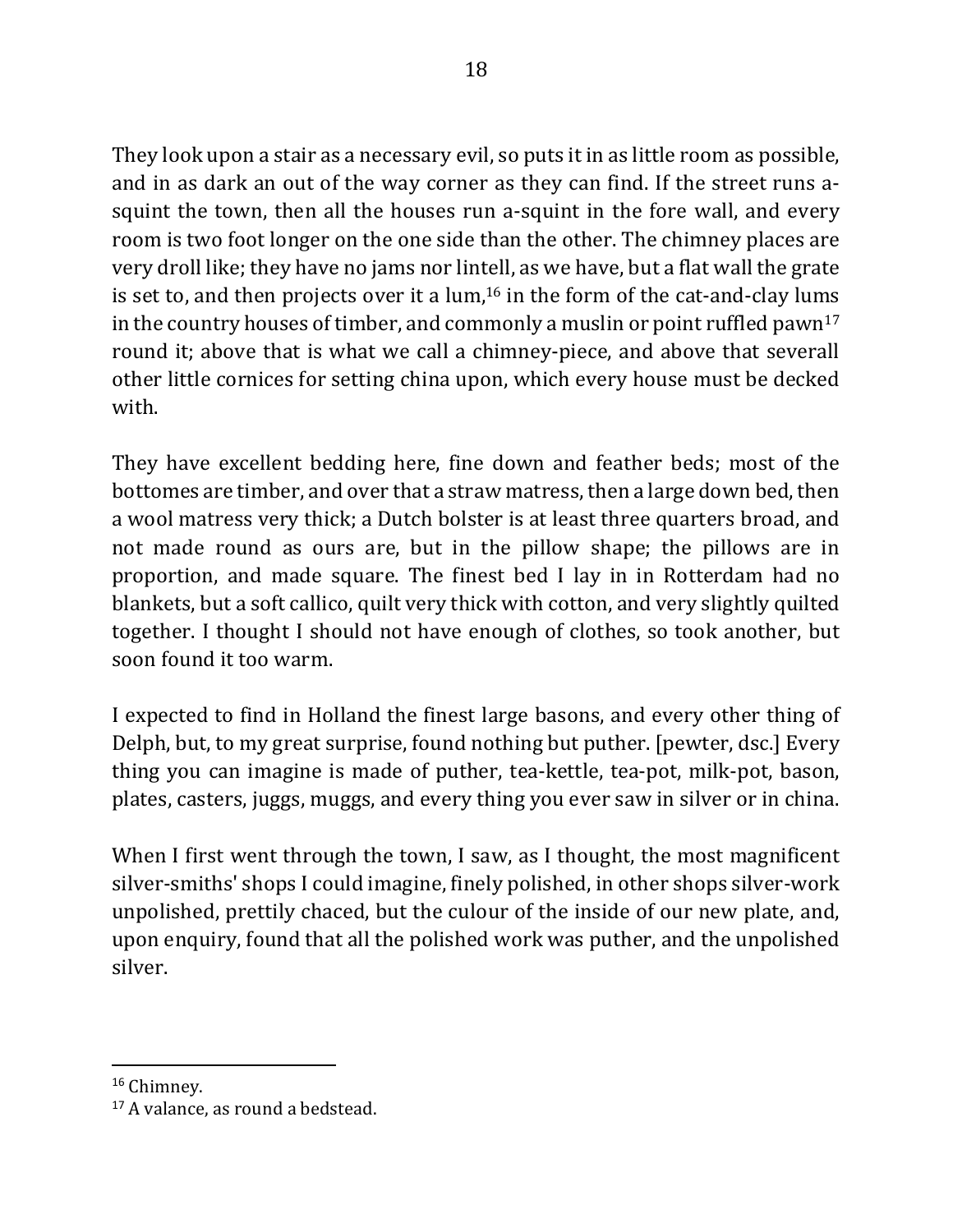They look upon a stair as a necessary evil, so puts it in as little room as possible, and in as dark an out of the way corner as they can find. If the street runs a-squint the town, then all the houses run a-squint in the fore wall, and every room is two foot longer on the one side than the other. The chimney places are very droll like; they have no jams nor lintell, as we have, but a flat wall the grate is set to, and then projects over it a lum,[16] in the form of the cat-and-clay lums in the country houses of timber, and commonly a muslin or point ruffled pawn[17] round it; above that is what we call a chimney-piece, and above that severall other little cornices for setting china upon, which every house must be decked with.

They have excellent bedding here, fine down and feather beds; most of the bottomes are timber, and over that a straw matress, then a large down bed, then a wool matress very thick; a Dutch bolster is at least three quarters broad, and not made round as ours are, but in the pillow shape; the pillows are in proportion, and made square. The finest bed I lay in in Rotterdam had no blankets, but a soft callico, quilt very thick with cotton, and very slightly quilted together. I thought I should not have enough of clothes, so took another, but soon found it too warm.

I expected to find in Holland the finest large basons, and every other thing of Delph, but, to my great surprise, found nothing but puther. [pewter, dsc.] Every thing you can imagine is made of puther, tea-kettle, tea-pot, milk-pot, bason, plates, casters, juggs, muggs, and every thing you ever saw in silver or in china.

When I first went through the town, I saw, as I thought, the most magnificent silver-smiths' shops I could imagine, finely polished, in other shops silver-work unpolished, prettily chaced, but the culour of the inside of our new plate, and, upon enquiry, found that all the polished work was puther, and the unpolished silver.

---

[16] Chimney.

[17] A valance, as round a bedstead.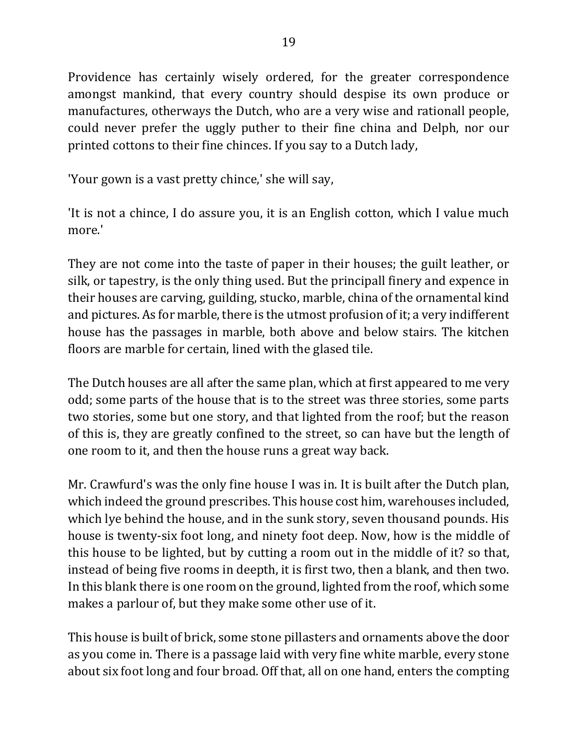Providence has certainly wisely ordered, for the greater correspondence amongst mankind, that every country should despise its own produce or manufactures, otherways the Dutch, who are a very wise and rationall people, could never prefer the uggly puther to their fine china and Delph, nor our printed cottons to their fine chinces. If you say to a Dutch lady,

'Your gown is a vast pretty chince,' she will say,

'It is not a chince, I do assure you, it is an English cotton, which I value much more.'

They are not come into the taste of paper in their houses; the guilt leather, or silk, or tapestry, is the only thing used. But the principall finery and expence in their houses are carving, guilding, stucko, marble, china of the ornamental kind and pictures. As for marble, there is the utmost profusion of it; a very indifferent house has the passages in marble, both above and below stairs. The kitchen floors are marble for certain, lined with the glased tile.

The Dutch houses are all after the same plan, which at first appeared to me very odd; some parts of the house that is to the street was three stories, some parts two stories, some but one story, and that lighted from the roof; but the reason of this is, they are greatly confined to the street, so can have but the length of one room to it, and then the house runs a great way back.

Mr. Crawfurd's was the only fine house I was in. It is built after the Dutch plan, which indeed the ground prescribes. This house cost him, warehouses included, which lye behind the house, and in the sunk story, seven thousand pounds. His house is twenty-six foot long, and ninety foot deep. Now, how is the middle of this house to be lighted, but by cutting a room out in the middle of it? so that, instead of being five rooms in deepth, it is first two, then a blank, and then two. In this blank there is one room on the ground, lighted from the roof, which some makes a parlour of, but they make some other use of it.

This house is built of brick, some stone pillasters and ornaments above the door as you come in. There is a passage laid with very fine white marble, every stone about six foot long and four broad. Off that, all on one hand, enters the compting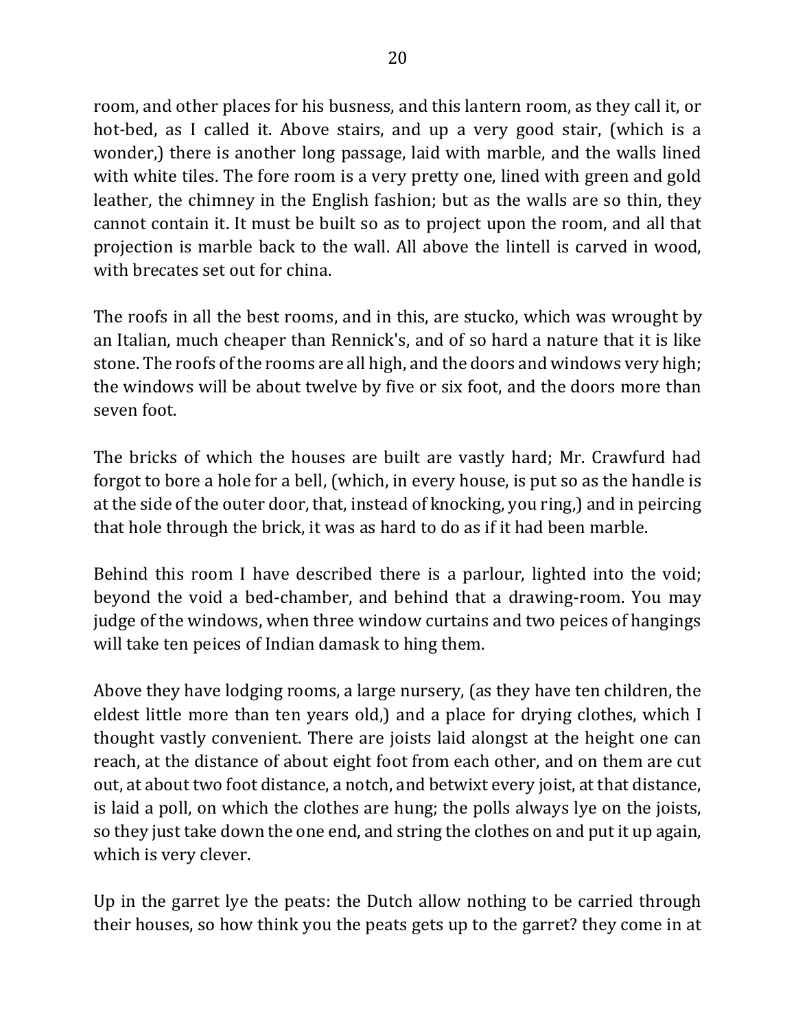room, and other places for his busness, and this lantern room, as they call it, or hot-bed, as I called it. Above stairs, and up a very good stair, (which is a wonder,) there is another long passage, laid with marble, and the walls lined with white tiles. The fore room is a very pretty one, lined with green and gold leather, the chimney in the English fashion; but as the walls are so thin, they cannot contain it. It must be built so as to project upon the room, and all that projection is marble back to the wall. All above the lintell is carved in wood, with brecates set out for china.

The roofs in all the best rooms, and in this, are stucko, which was wrought by an Italian, much cheaper than Rennick's, and of so hard a nature that it is like stone. The roofs of the rooms are all high, and the doors and windows very high; the windows will be about twelve by five or six foot, and the doors more than seven foot.

The bricks of which the houses are built are vastly hard; Mr. Crawfurd had forgot to bore a hole for a bell, (which, in every house, is put so as the handle is at the side of the outer door, that, instead of knocking, you ring,) and in peircing that hole through the brick, it was as hard to do as if it had been marble.

Behind this room I have described there is a parlour, lighted into the void; beyond the void a bed-chamber, and behind that a drawing-room. You may judge of the windows, when three window curtains and two peices of hangings will take ten peices of Indian damask to hing them.

Above they have lodging rooms, a large nursery, (as they have ten children, the eldest little more than ten years old,) and a place for drying clothes, which I thought vastly convenient. There are joists laid alongst at the height one can reach, at the distance of about eight foot from each other, and on them are cut out, at about two foot distance, a notch, and betwixt every joist, at that distance, is laid a poll, on which the clothes are hung; the polls always lye on the joists, so they just take down the one end, and string the clothes on and put it up again, which is very clever.

Up in the garret lye the peats: the Dutch allow nothing to be carried through their houses, so how think you the peats gets up to the garret? they come in at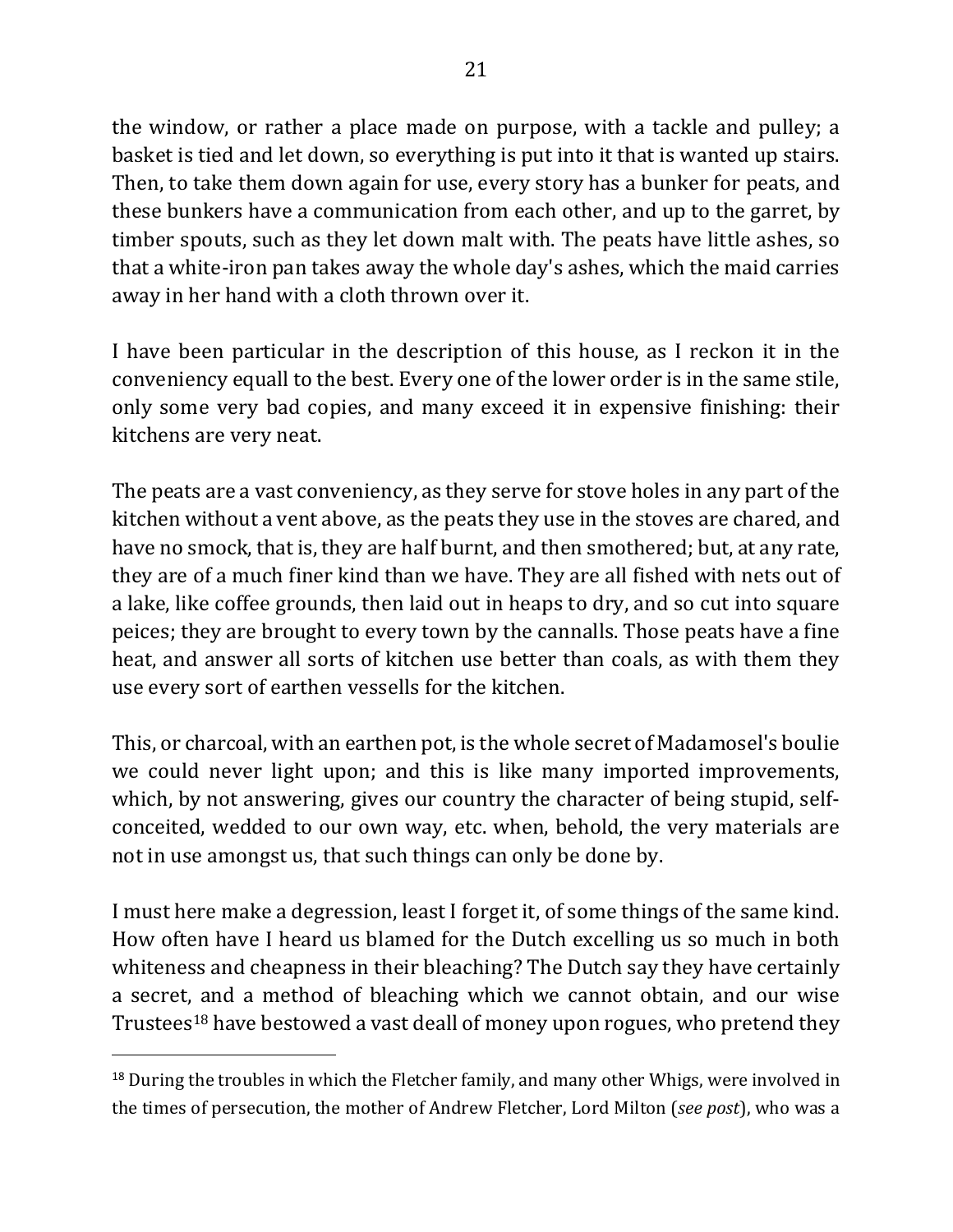the window, or rather a place made on purpose, with a tackle and pulley; a basket is tied and let down, so everything is put into it that is wanted up stairs. Then, to take them down again for use, every story has a bunker for peats, and these bunkers have a communication from each other, and up to the garret, by timber spouts, such as they let down malt with. The peats have little ashes, so that a white-iron pan takes away the whole day's ashes, which the maid carries away in her hand with a cloth thrown over it.

I have been particular in the description of this house, as I reckon it in the conveniency equall to the best. Every one of the lower order is in the same stile, only some very bad copies, and many exceed it in expensive finishing: their kitchens are very neat.

The peats are a vast conveniency, as they serve for stove holes in any part of the kitchen without a vent above, as the peats they use in the stoves are chared, and have no smock, that is, they are half burnt, and then smothered; but, at any rate, they are of a much finer kind than we have. They are all fished with nets out of a lake, like coffee grounds, then laid out in heaps to dry, and so cut into square peices; they are brought to every town by the cannalls. Those peats have a fine heat, and answer all sorts of kitchen use better than coals, as with them they use every sort of earthen vessells for the kitchen.

This, or charcoal, with an earthen pot, is the whole secret of Madamosel's boulie we could never light upon; and this is like many imported improvements, which, by not answering, gives our country the character of being stupid, self-conceited, wedded to our own way, etc. when, behold, the very materials are not in use amongst us, that such things can only be done by.

I must here make a degression, least I forget it, of some things of the same kind. How often have I heard us blamed for the Dutch excelling us so much in both whiteness and cheapness in their bleaching? The Dutch say they have certainly a secret, and a method of bleaching which we cannot obtain, and our wise Trustees[18] have bestowed a vast deall of money upon rogues, who pretend they

---

[18] During the troubles in which the Fletcher family, and many other Whigs, were involved in the times of persecution, the mother of Andrew Fletcher, Lord Milton (*see post*), who was a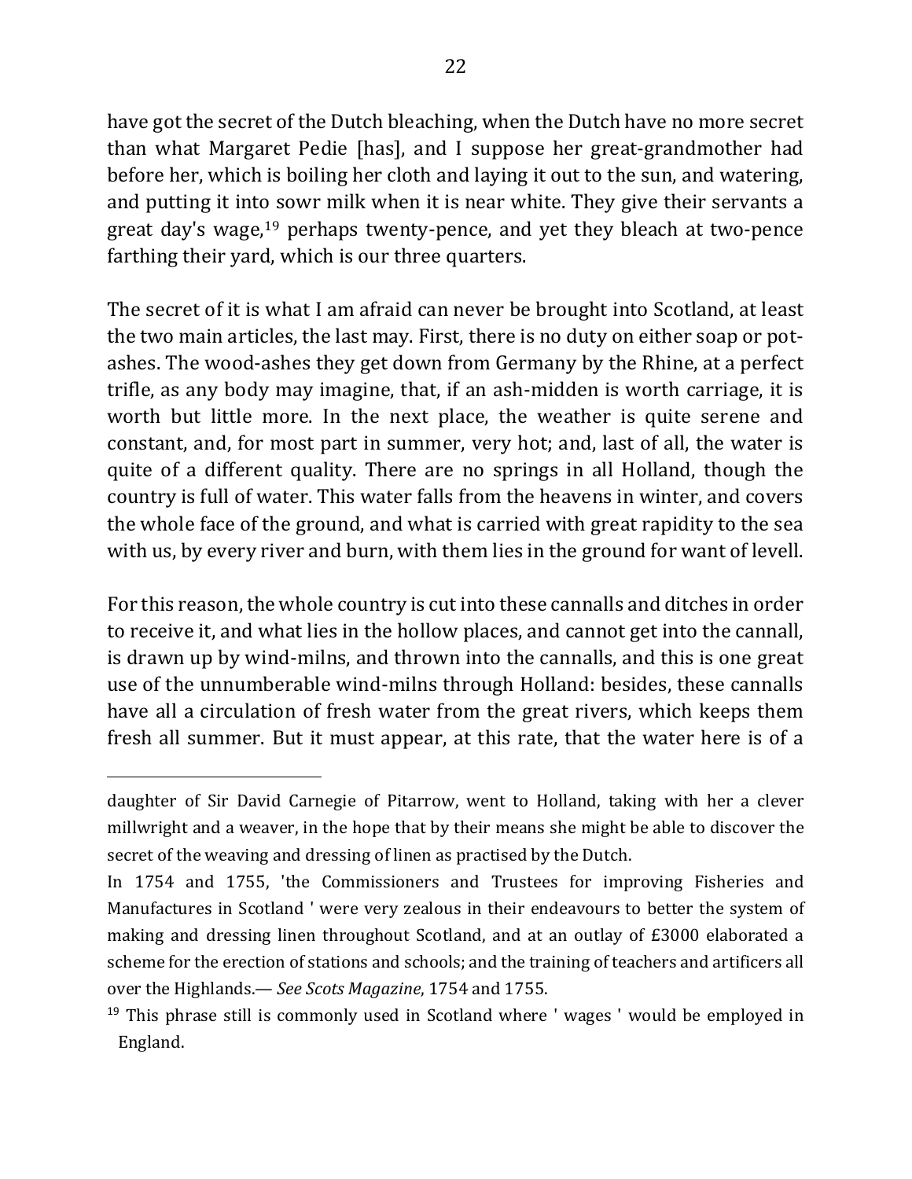have got the secret of the Dutch bleaching, when the Dutch have no more secret than what Margaret Pedie [has], and I suppose her great-grandmother had before her, which is boiling her cloth and laying it out to the sun, and watering, and putting it into sowr milk when it is near white. They give their servants a great day's wage,[19] perhaps twenty-pence, and yet they bleach at two-pence farthing their yard, which is our three quarters.

The secret of it is what I am afraid can never be brought into Scotland, at least the two main articles, the last may. First, there is no duty on either soap or pot-ashes. The wood-ashes they get down from Germany by the Rhine, at a perfect trifle, as any body may imagine, that, if an ash-midden is worth carriage, it is worth but little more. In the next place, the weather is quite serene and constant, and, for most part in summer, very hot; and, last of all, the water is quite of a different quality. There are no springs in all Holland, though the country is full of water. This water falls from the heavens in winter, and covers the whole face of the ground, and what is carried with great rapidity to the sea with us, by every river and burn, with them lies in the ground for want of levell.

For this reason, the whole country is cut into these cannalls and ditches in order to receive it, and what lies in the hollow places, and cannot get into the cannall, is drawn up by wind-milns, and thrown into the cannalls, and this is one great use of the unnumberable wind-milns through Holland: besides, these cannalls have all a circulation of fresh water from the great rivers, which keeps them fresh all summer. But it must appear, at this rate, that the water here is of a

---

daughter of Sir David Carnegie of Pitarrow, went to Holland, taking with her a clever millwright and a weaver, in the hope that by their means she might be able to discover the secret of the weaving and dressing of linen as practised by the Dutch.

In 1754 and 1755, 'the Commissioners and Trustees for improving Fisheries and Manufactures in Scotland ' were very zealous in their endeavours to better the system of making and dressing linen throughout Scotland, and at an outlay of £3000 elaborated a scheme for the erection of stations and schools; and the training of teachers and artificers all over the Highlands.— *See Scots Magazine*, 1754 and 1755.

[19] This phrase still is commonly used in Scotland where ' wages ' would be employed in England.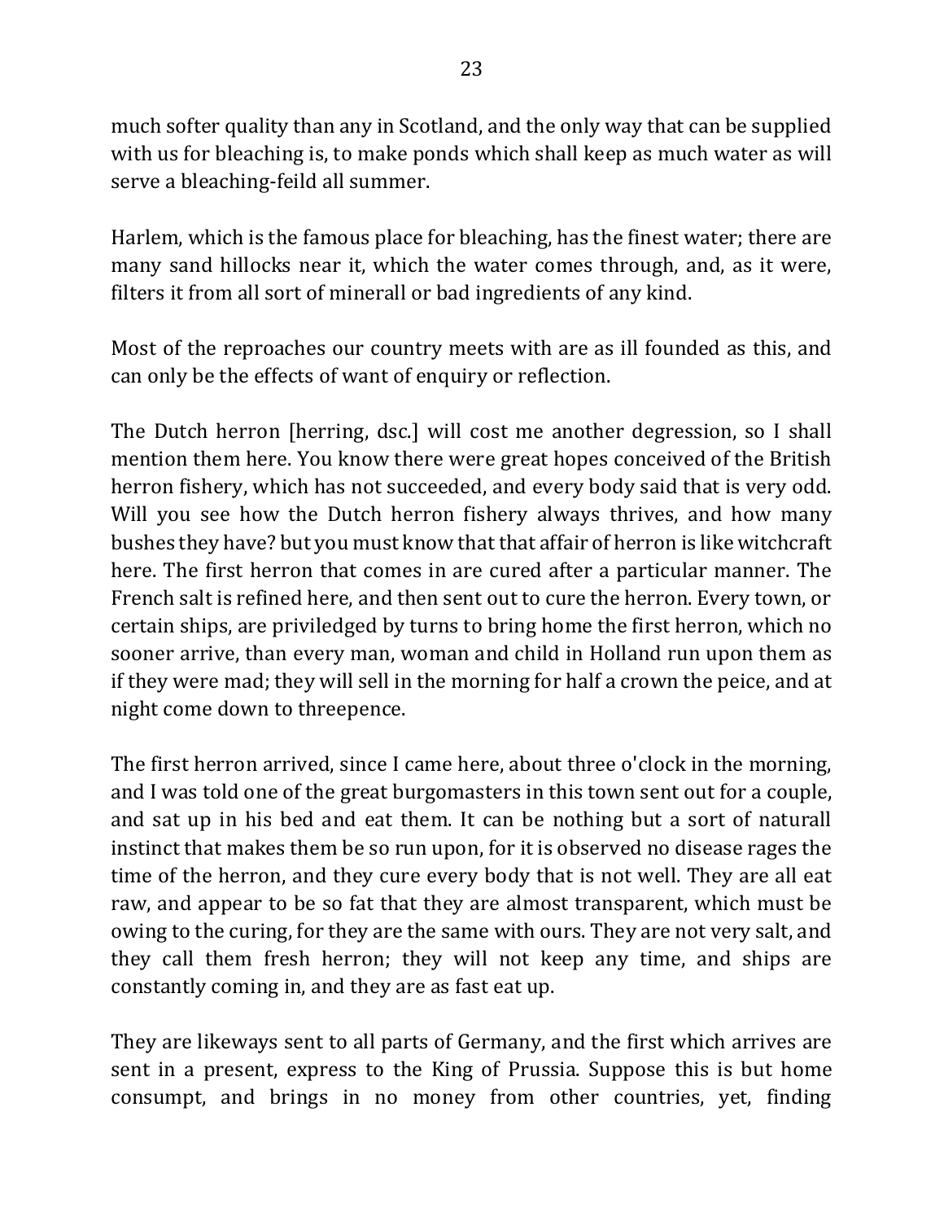much softer quality than any in Scotland, and the only way that can be supplied with us for bleaching is, to make ponds which shall keep as much water as will serve a bleaching-feild all summer.

Harlem, which is the famous place for bleaching, has the finest water; there are many sand hillocks near it, which the water comes through, and, as it were, filters it from all sort of minerall or bad ingredients of any kind.

Most of the reproaches our country meets with are as ill founded as this, and can only be the effects of want of enquiry or reflection.

The Dutch herron [herring, dsc.] will cost me another degression, so I shall mention them here. You know there were great hopes conceived of the British herron fishery, which has not succeeded, and every body said that is very odd. Will you see how the Dutch herron fishery always thrives, and how many bushes they have? but you must know that that affair of herron is like witchcraft here. The first herron that comes in are cured after a particular manner. The French salt is refined here, and then sent out to cure the herron. Every town, or certain ships, are priviledged by turns to bring home the first herron, which no sooner arrive, than every man, woman and child in Holland run upon them as if they were mad; they will sell in the morning for half a crown the peice, and at night come down to threepence.

The first herron arrived, since I came here, about three o'clock in the morning, and I was told one of the great burgomasters in this town sent out for a couple, and sat up in his bed and eat them. It can be nothing but a sort of naturall instinct that makes them be so run upon, for it is observed no disease rages the time of the herron, and they cure every body that is not well. They are all eat raw, and appear to be so fat that they are almost transparent, which must be owing to the curing, for they are the same with ours. They are not very salt, and they call them fresh herron; they will not keep any time, and ships are constantly coming in, and they are as fast eat up.

They are likeways sent to all parts of Germany, and the first which arrives are sent in a present, express to the King of Prussia. Suppose this is but home consumpt, and brings in no money from other countries, yet, finding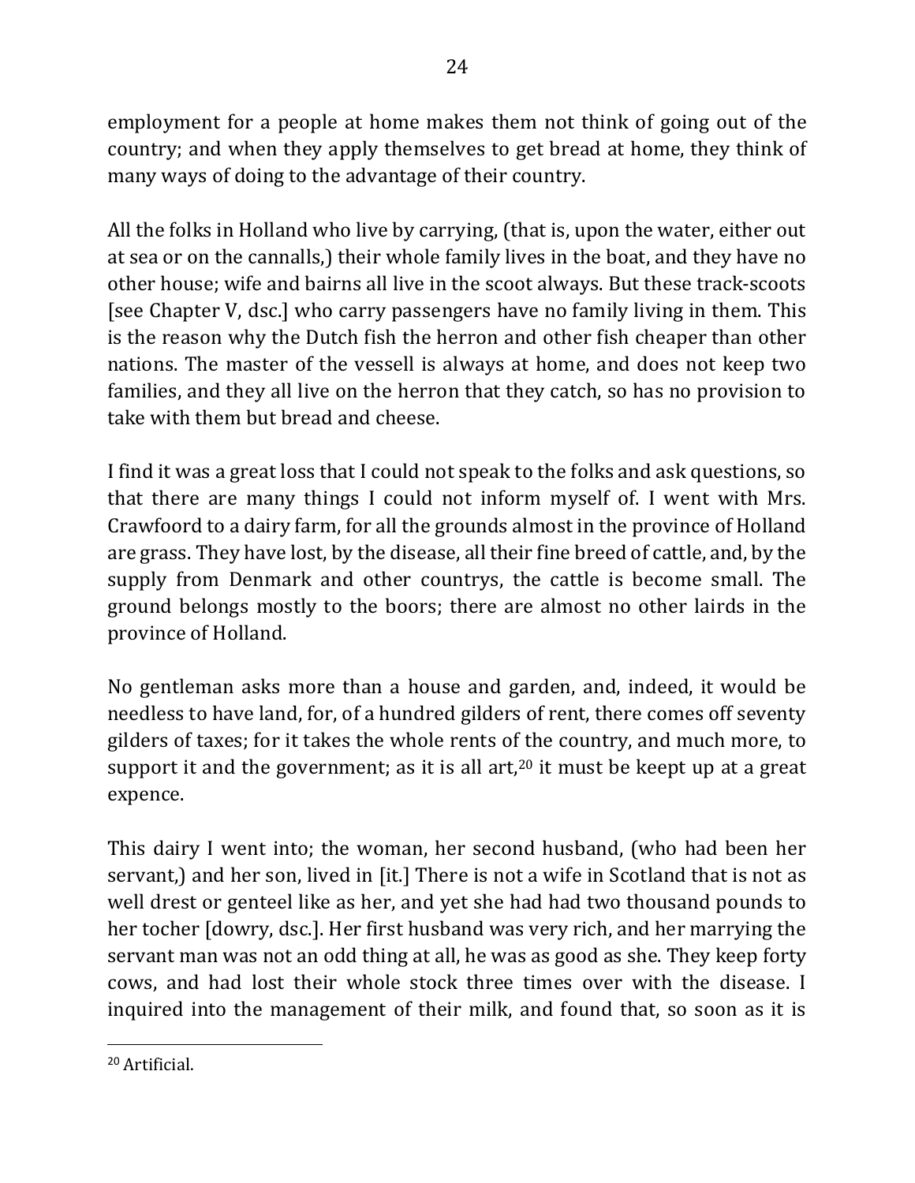employment for a people at home makes them not think of going out of the country; and when they apply themselves to get bread at home, they think of many ways of doing to the advantage of their country.

All the folks in Holland who live by carrying, (that is, upon the water, either out at sea or on the cannalls,) their whole family lives in the boat, and they have no other house; wife and bairns all live in the scoot always. But these track-scoots [see Chapter V, dsc.] who carry passengers have no family living in them. This is the reason why the Dutch fish the herron and other fish cheaper than other nations. The master of the vessell is always at home, and does not keep two families, and they all live on the herron that they catch, so has no provision to take with them but bread and cheese.

I find it was a great loss that I could not speak to the folks and ask questions, so that there are many things I could not inform myself of. I went with Mrs. Crawfoord to a dairy farm, for all the grounds almost in the province of Holland are grass. They have lost, by the disease, all their fine breed of cattle, and, by the supply from Denmark and other countrys, the cattle is become small. The ground belongs mostly to the boors; there are almost no other lairds in the province of Holland.

No gentleman asks more than a house and garden, and, indeed, it would be needless to have land, for, of a hundred gilders of rent, there comes off seventy gilders of taxes; for it takes the whole rents of the country, and much more, to support it and the government; as it is all art,[20] it must be keept up at a great expence.

This dairy I went into; the woman, her second husband, (who had been her servant,) and her son, lived in [it.] There is not a wife in Scotland that is not as well drest or genteel like as her, and yet she had had two thousand pounds to her tocher [dowry, dsc.]. Her first husband was very rich, and her marrying the servant man was not an odd thing at all, he was as good as she. They keep forty cows, and had lost their whole stock three times over with the disease. I inquired into the management of their milk, and found that, so soon as it is

[20] Artificial.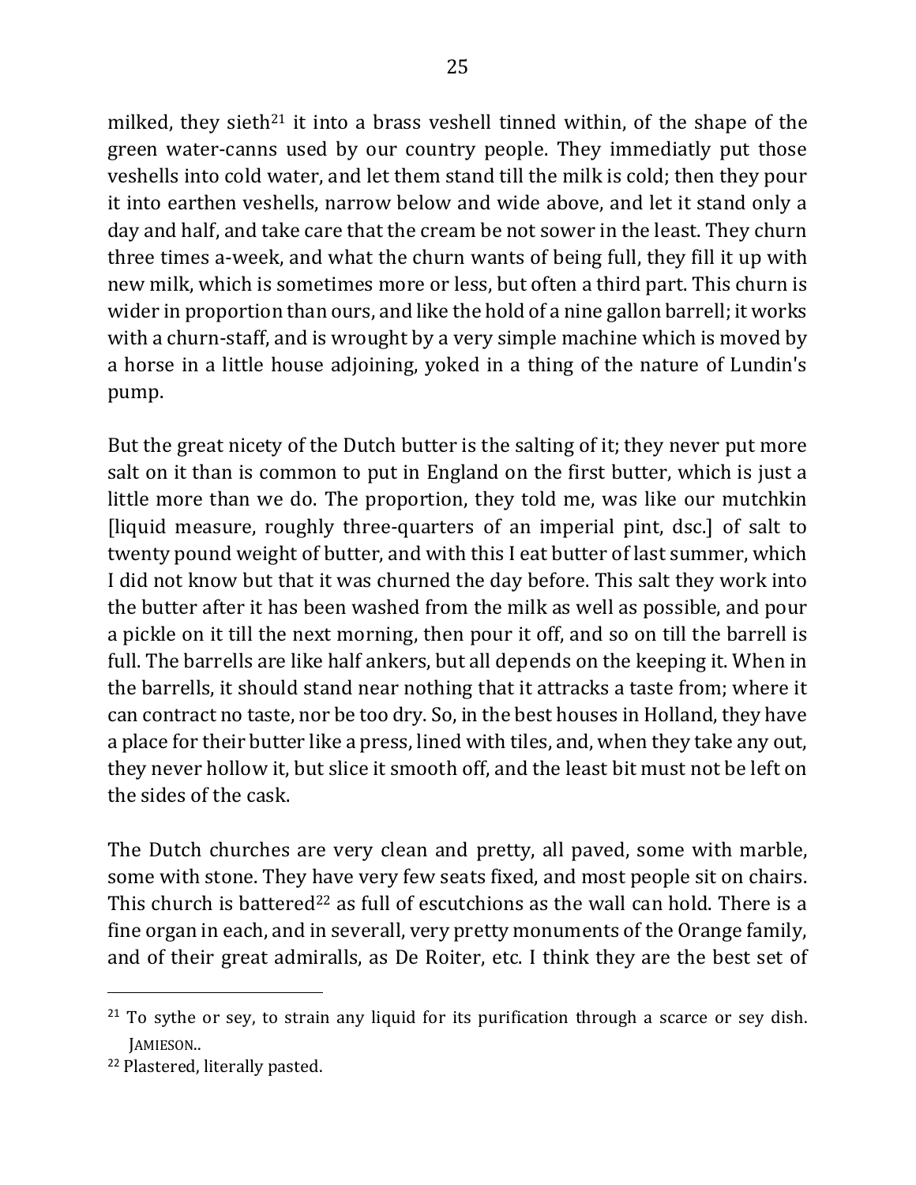milked, they sieth[21] it into a brass veshell tinned within, of the shape of the green water-canns used by our country people. They immediatly put those veshells into cold water, and let them stand till the milk is cold; then they pour it into earthen veshells, narrow below and wide above, and let it stand only a day and half, and take care that the cream be not sower in the least. They churn three times a-week, and what the churn wants of being full, they fill it up with new milk, which is sometimes more or less, but often a third part. This churn is wider in proportion than ours, and like the hold of a nine gallon barrell; it works with a churn-staff, and is wrought by a very simple machine which is moved by a horse in a little house adjoining, yoked in a thing of the nature of Lundin's pump.

But the great nicety of the Dutch butter is the salting of it; they never put more salt on it than is common to put in England on the first butter, which is just a little more than we do. The proportion, they told me, was like our mutchkin [liquid measure, roughly three-quarters of an imperial pint, dsc.] of salt to twenty pound weight of butter, and with this I eat butter of last summer, which I did not know but that it was churned the day before. This salt they work into the butter after it has been washed from the milk as well as possible, and pour a pickle on it till the next morning, then pour it off, and so on till the barrell is full. The barrells are like half ankers, but all depends on the keeping it. When in the barrells, it should stand near nothing that it attracks a taste from; where it can contract no taste, nor be too dry. So, in the best houses in Holland, they have a place for their butter like a press, lined with tiles, and, when they take any out, they never hollow it, but slice it smooth off, and the least bit must not be left on the sides of the cask.

The Dutch churches are very clean and pretty, all paved, some with marble, some with stone. They have very few seats fixed, and most people sit on chairs. This church is battered[22] as full of escutchions as the wall can hold. There is a fine organ in each, and in severall, very pretty monuments of the Orange family, and of their great admiralls, as De Roiter, etc. I think they are the best set of

---

[21] To sythe or sey, to strain any liquid for its purification through a scarce or sey dish. JAMIESON..

[22] Plastered, literally pasted.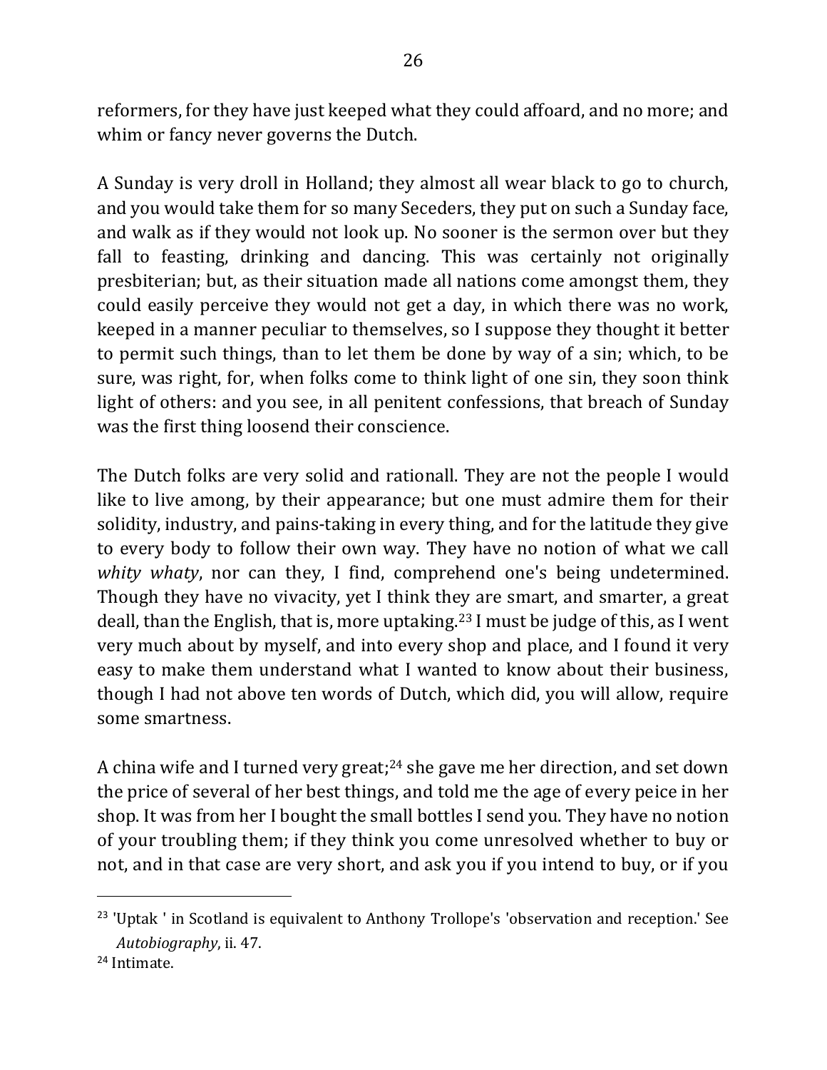reformers, for they have just keeped what they could affoard, and no more; and whim or fancy never governs the Dutch.

A Sunday is very droll in Holland; they almost all wear black to go to church, and you would take them for so many Seceders, they put on such a Sunday face, and walk as if they would not look up. No sooner is the sermon over but they fall to feasting, drinking and dancing. This was certainly not originally presbiterian; but, as their situation made all nations come amongst them, they could easily perceive they would not get a day, in which there was no work, keeped in a manner peculiar to themselves, so I suppose they thought it better to permit such things, than to let them be done by way of a sin; which, to be sure, was right, for, when folks come to think light of one sin, they soon think light of others: and you see, in all penitent confessions, that breach of Sunday was the first thing loosend their conscience.

The Dutch folks are very solid and rationall. They are not the people I would like to live among, by their appearance; but one must admire them for their solidity, industry, and pains-taking in every thing, and for the latitude they give to every body to follow their own way. They have no notion of what we call *whity whaty*, nor can they, I find, comprehend one's being undetermined. Though they have no vivacity, yet I think they are smart, and smarter, a great deall, than the English, that is, more uptaking.[23] I must be judge of this, as I went very much about by myself, and into every shop and place, and I found it very easy to make them understand what I wanted to know about their business, though I had not above ten words of Dutch, which did, you will allow, require some smartness.

A china wife and I turned very great;[24] she gave me her direction, and set down the price of several of her best things, and told me the age of every peice in her shop. It was from her I bought the small bottles I send you. They have no notion of your troubling them; if they think you come unresolved whether to buy or not, and in that case are very short, and ask you if you intend to buy, or if you

---

[23] 'Uptak ' in Scotland is equivalent to Anthony Trollope's 'observation and reception.' See *Autobiography*, ii. 47.

[24] Intimate.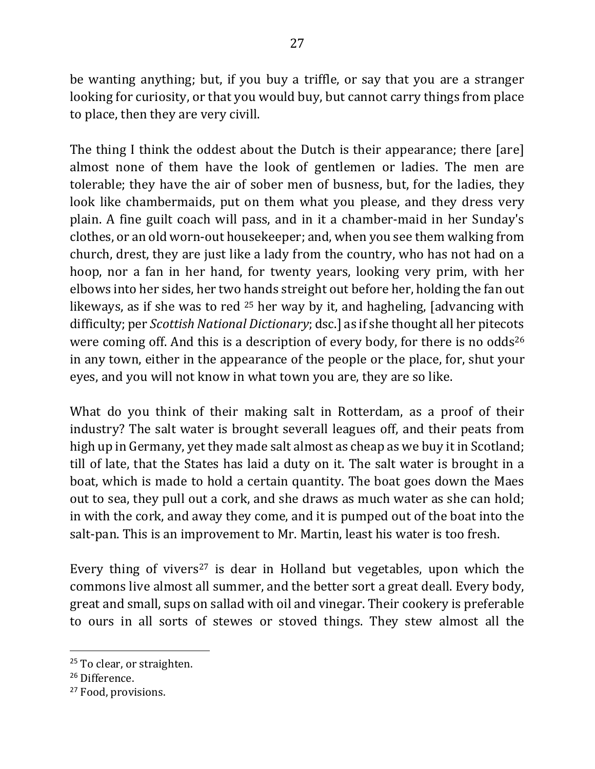be wanting anything; but, if you buy a triffle, or say that you are a stranger looking for curiosity, or that you would buy, but cannot carry things from place to place, then they are very civill.

The thing I think the oddest about the Dutch is their appearance; there [are] almost none of them have the look of gentlemen or ladies. The men are tolerable; they have the air of sober men of busness, but, for the ladies, they look like chambermaids, put on them what you please, and they dress very plain. A fine guilt coach will pass, and in it a chamber-maid in her Sunday's clothes, or an old worn-out housekeeper; and, when you see them walking from church, drest, they are just like a lady from the country, who has not had on a hoop, nor a fan in her hand, for twenty years, looking very prim, with her elbows into her sides, her two hands streight out before her, holding the fan out likeways, as if she was to red [25] her way by it, and hagheling, [advancing with difficulty; per *Scottish National Dictionary*; dsc.] as if she thought all her pitecots were coming off. And this is a description of every body, for there is no odds[26] in any town, either in the appearance of the people or the place, for, shut your eyes, and you will not know in what town you are, they are so like.

What do you think of their making salt in Rotterdam, as a proof of their industry? The salt water is brought severall leagues off, and their peats from high up in Germany, yet they made salt almost as cheap as we buy it in Scotland; till of late, that the States has laid a duty on it. The salt water is brought in a boat, which is made to hold a certain quantity. The boat goes down the Maes out to sea, they pull out a cork, and she draws as much water as she can hold; in with the cork, and away they come, and it is pumped out of the boat into the salt-pan. This is an improvement to Mr. Martin, least his water is too fresh.

Every thing of vivers[27] is dear in Holland but vegetables, upon which the commons live almost all summer, and the better sort a great deall. Every body, great and small, sups on sallad with oil and vinegar. Their cookery is preferable to ours in all sorts of stewes or stoved things. They stew almost all the

---

[25] To clear, or straighten.

[26] Difference.

[27] Food, provisions.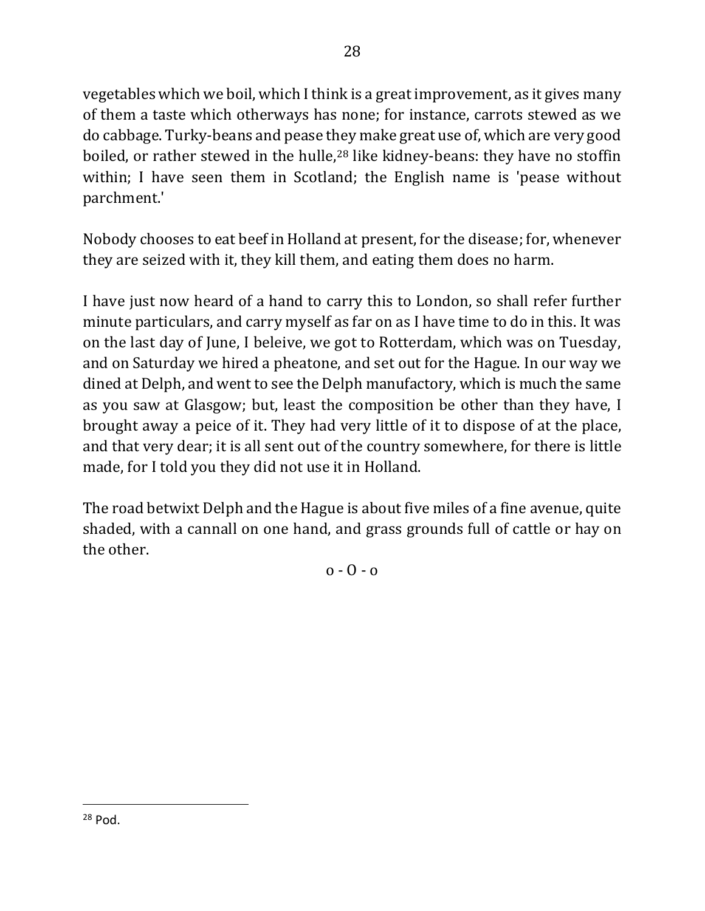vegetables which we boil, which I think is a great improvement, as it gives many of them a taste which otherways has none; for instance, carrots stewed as we do cabbage. Turky-beans and pease they make great use of, which are very good boiled, or rather stewed in the hulle,[28] like kidney-beans: they have no stoffin within; I have seen them in Scotland; the English name is 'pease without parchment.'

Nobody chooses to eat beef in Holland at present, for the disease; for, whenever they are seized with it, they kill them, and eating them does no harm.

I have just now heard of a hand to carry this to London, so shall refer further minute particulars, and carry myself as far on as I have time to do in this. It was on the last day of June, I beleive, we got to Rotterdam, which was on Tuesday, and on Saturday we hired a pheatone, and set out for the Hague. In our way we dined at Delph, and went to see the Delph manufactory, which is much the same as you saw at Glasgow; but, least the composition be other than they have, I brought away a peice of it. They had very little of it to dispose of at the place, and that very dear; it is all sent out of the country somewhere, for there is little made, for I told you they did not use it in Holland.

The road betwixt Delph and the Hague is about five miles of a fine avenue, quite shaded, with a cannall on one hand, and grass grounds full of cattle or hay on the other.

o - O - o

---

[28] Pod.